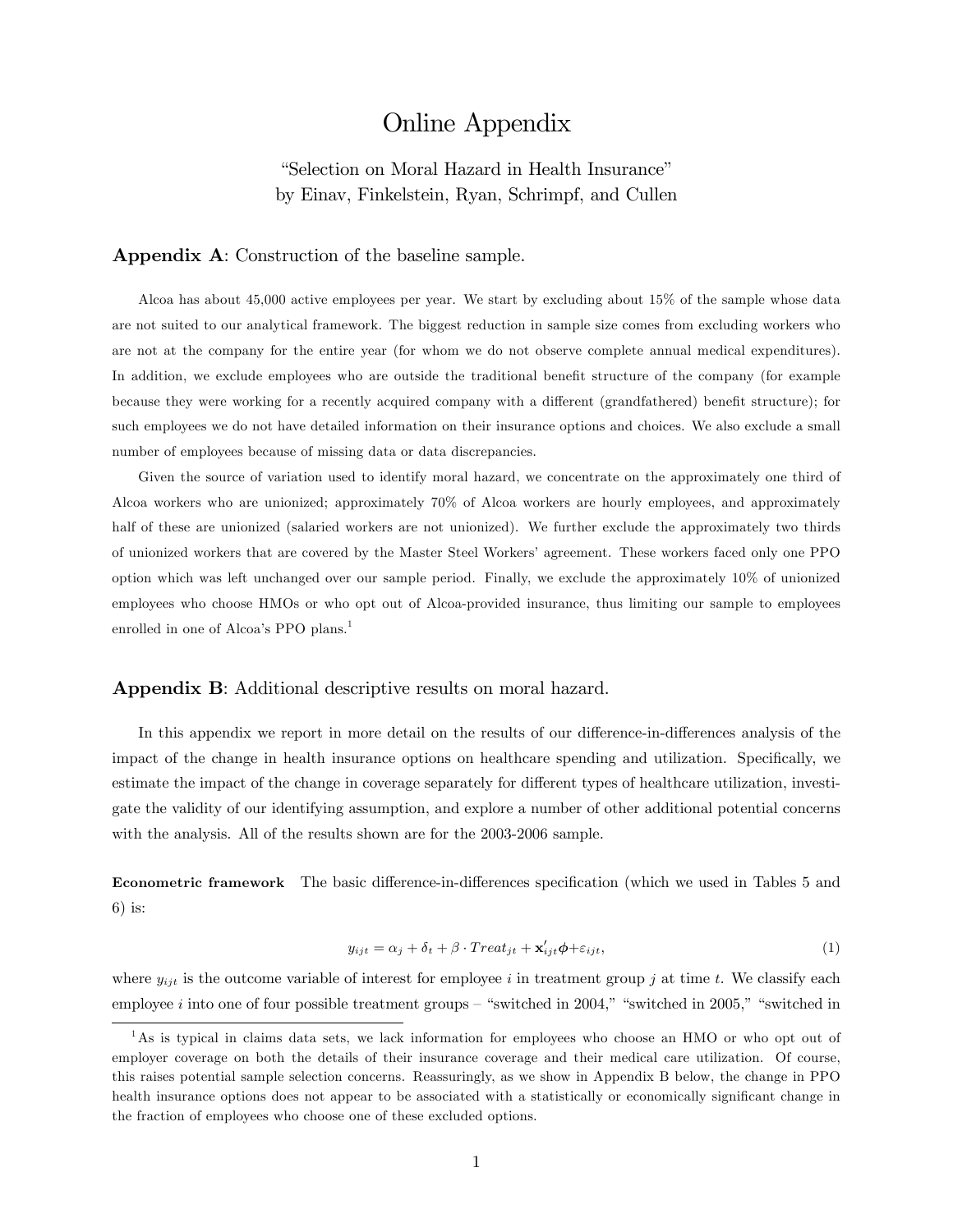# Online Appendix

"Selection on Moral Hazard in Health Insurance"
by Einav, Finkelstein, Ryan, Schrimpf, and Cullen

## Appendix A: Construction of the baseline sample.

Alcoa has about 45,000 active employees per year. We start by excluding about 15% of the sample whose data are not suited to our analytical framework. The biggest reduction in sample size comes from excluding workers who are not at the company for the entire year (for whom we do not observe complete annual medical expenditures). In addition, we exclude employees who are outside the traditional benefit structure of the company (for example because they were working for a recently acquired company with a different (grandfathered) benefit structure); for such employees we do not have detailed information on their insurance options and choices. We also exclude a small number of employees because of missing data or data discrepancies.

Given the source of variation used to identify moral hazard, we concentrate on the approximately one third of Alcoa workers who are unionized; approximately 70% of Alcoa workers are hourly employees, and approximately half of these are unionized (salaried workers are not unionized). We further exclude the approximately two thirds of unionized workers that are covered by the Master Steel Workers' agreement. These workers faced only one PPO option which was left unchanged over our sample period. Finally, we exclude the approximately 10% of unionized employees who choose HMOs or who opt out of Alcoa-provided insurance, thus limiting our sample to employees enrolled in one of Alcoa's PPO plans.[1]

## Appendix B: Additional descriptive results on moral hazard.

In this appendix we report in more detail on the results of our difference-in-differences analysis of the impact of the change in health insurance options on healthcare spending and utilization. Specifically, we estimate the impact of the change in coverage separately for different types of healthcare utilization, investigate the validity of our identifying assumption, and explore a number of other additional potential concerns with the analysis. All of the results shown are for the 2003-2006 sample.

**Econometric framework** The basic difference-in-differences specification (which we used in Tables 5 and 6) is:

$$y_{ijt} = \alpha_j + \delta_t + \beta \cdot Treat_{jt} + \mathbf{x}'_{ijt}\boldsymbol{\phi} + \varepsilon_{ijt}, \tag{1}$$

where $y_{ijt}$ is the outcome variable of interest for employee $i$ in treatment group $j$ at time $t$. We classify each employee $i$ into one of four possible treatment groups – "switched in 2004," "switched in 2005," "switched in

[1] As is typical in claims data sets, we lack information for employees who choose an HMO or who opt out of employer coverage on both the details of their insurance coverage and their medical care utilization. Of course, this raises potential sample selection concerns. Reassuringly, as we show in Appendix B below, the change in PPO health insurance options does not appear to be associated with a statistically or economically significant change in the fraction of employees who choose one of these excluded options.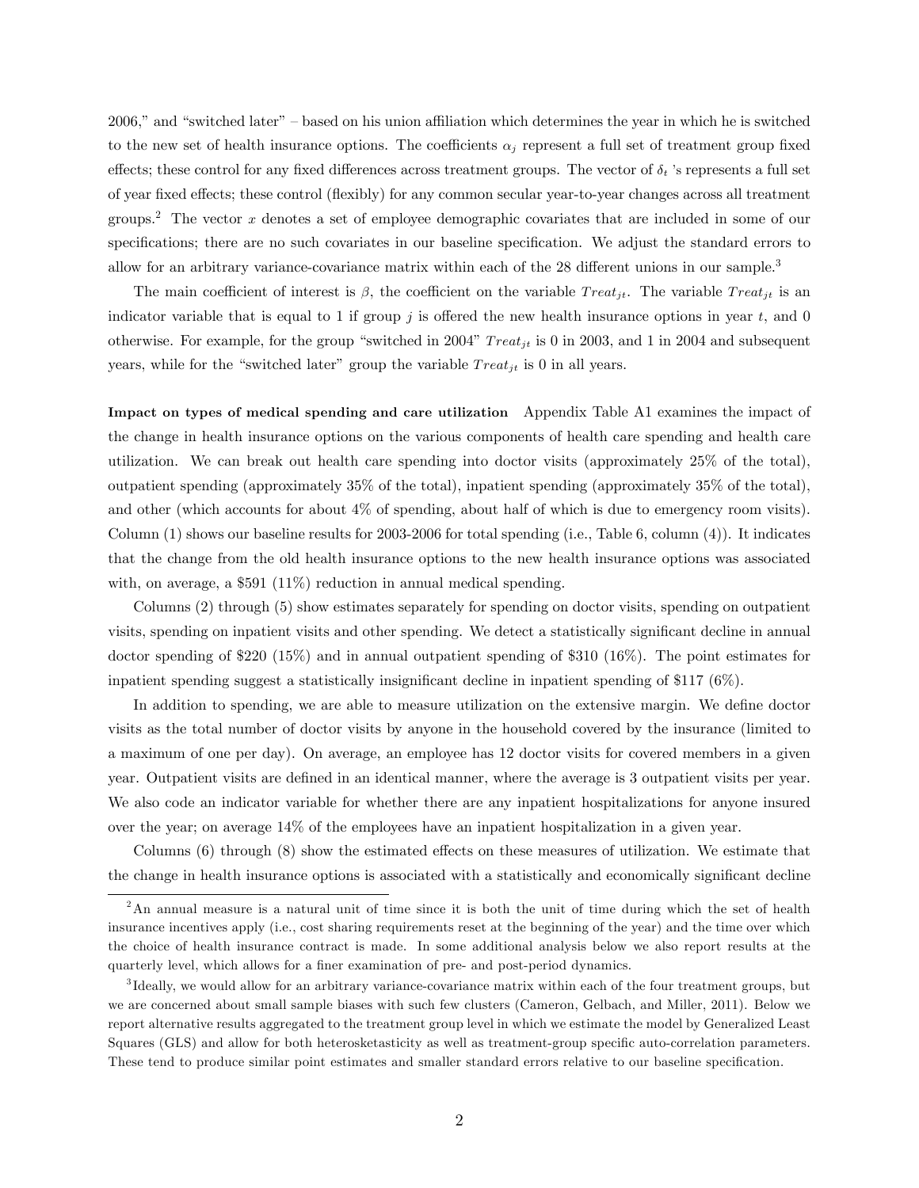2006," and "switched later" – based on his union affiliation which determines the year in which he is switched to the new set of health insurance options. The coefficients $\alpha_j$ represent a full set of treatment group fixed effects; these control for any fixed differences across treatment groups. The vector of $\delta_t$ 's represents a full set of year fixed effects; these control (flexibly) for any common secular year-to-year changes across all treatment groups.[2] The vector $x$ denotes a set of employee demographic covariates that are included in some of our specifications; there are no such covariates in our baseline specification. We adjust the standard errors to allow for an arbitrary variance-covariance matrix within each of the 28 different unions in our sample.[3]

The main coefficient of interest is $\beta$, the coefficient on the variable $Treat_{jt}$. The variable $Treat_{jt}$ is an indicator variable that is equal to 1 if group $j$ is offered the new health insurance options in year $t$, and 0 otherwise. For example, for the group "switched in 2004" $Treat_{jt}$ is 0 in 2003, and 1 in 2004 and subsequent years, while for the "switched later" group the variable $Treat_{jt}$ is 0 in all years.

**Impact on types of medical spending and care utilization** Appendix Table A1 examines the impact of the change in health insurance options on the various components of health care spending and health care utilization. We can break out health care spending into doctor visits (approximately 25% of the total), outpatient spending (approximately 35% of the total), inpatient spending (approximately 35% of the total), and other (which accounts for about 4% of spending, about half of which is due to emergency room visits). Column (1) shows our baseline results for 2003-2006 for total spending (i.e., Table 6, column (4)). It indicates that the change from the old health insurance options to the new health insurance options was associated with, on average, a \$591 (11%) reduction in annual medical spending.

Columns (2) through (5) show estimates separately for spending on doctor visits, spending on outpatient visits, spending on inpatient visits and other spending. We detect a statistically significant decline in annual doctor spending of \$220 (15%) and in annual outpatient spending of \$310 (16%). The point estimates for inpatient spending suggest a statistically insignificant decline in inpatient spending of \$117 (6%).

In addition to spending, we are able to measure utilization on the extensive margin. We define doctor visits as the total number of doctor visits by anyone in the household covered by the insurance (limited to a maximum of one per day). On average, an employee has 12 doctor visits for covered members in a given year. Outpatient visits are defined in an identical manner, where the average is 3 outpatient visits per year. We also code an indicator variable for whether there are any inpatient hospitalizations for anyone insured over the year; on average 14% of the employees have an inpatient hospitalization in a given year.

Columns (6) through (8) show the estimated effects on these measures of utilization. We estimate that the change in health insurance options is associated with a statistically and economically significant decline

[2] An annual measure is a natural unit of time since it is both the unit of time during which the set of health insurance incentives apply (i.e., cost sharing requirements reset at the beginning of the year) and the time over which the choice of health insurance contract is made. In some additional analysis below we also report results at the quarterly level, which allows for a finer examination of pre- and post-period dynamics.

[3] Ideally, we would allow for an arbitrary variance-covariance matrix within each of the four treatment groups, but we are concerned about small sample biases with such few clusters (Cameron, Gelbach, and Miller, 2011). Below we report alternative results aggregated to the treatment group level in which we estimate the model by Generalized Least Squares (GLS) and allow for both heterosketasticity as well as treatment-group specific auto-correlation parameters. These tend to produce similar point estimates and smaller standard errors relative to our baseline specification.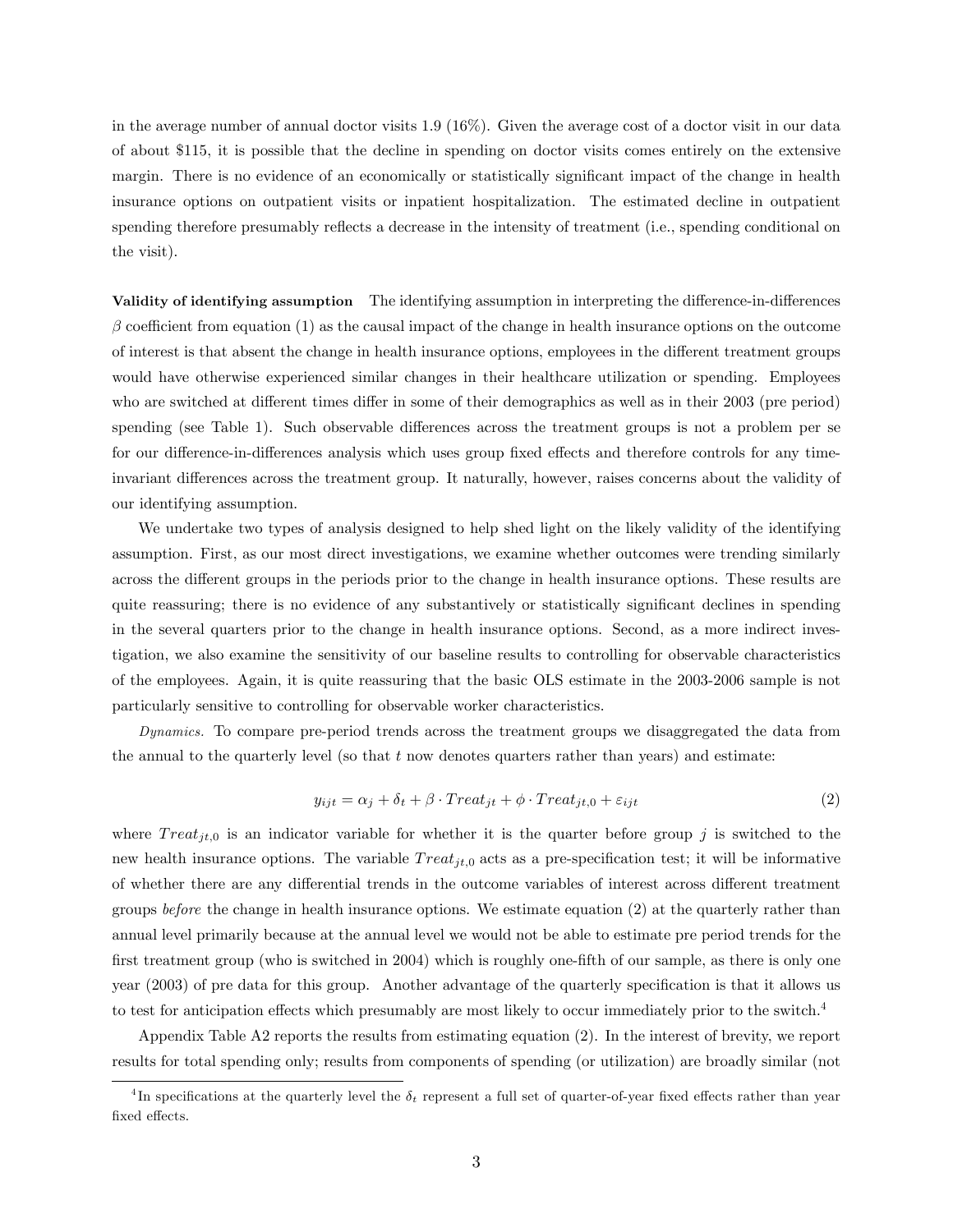in the average number of annual doctor visits 1.9 (16%). Given the average cost of a doctor visit in our data of about $115, it is possible that the decline in spending on doctor visits comes entirely on the extensive margin. There is no evidence of an economically or statistically significant impact of the change in health insurance options on outpatient visits or inpatient hospitalization. The estimated decline in outpatient spending therefore presumably reflects a decrease in the intensity of treatment (i.e., spending conditional on the visit).

**Validity of identifying assumption** The identifying assumption in interpreting the difference-in-differences $\beta$ coefficient from equation (1) as the causal impact of the change in health insurance options on the outcome of interest is that absent the change in health insurance options, employees in the different treatment groups would have otherwise experienced similar changes in their healthcare utilization or spending. Employees who are switched at different times differ in some of their demographics as well as in their 2003 (pre period) spending (see Table 1). Such observable differences across the treatment groups is not a problem per se for our difference-in-differences analysis which uses group fixed effects and therefore controls for any time-invariant differences across the treatment group. It naturally, however, raises concerns about the validity of our identifying assumption.

We undertake two types of analysis designed to help shed light on the likely validity of the identifying assumption. First, as our most direct investigations, we examine whether outcomes were trending similarly across the different groups in the periods prior to the change in health insurance options. These results are quite reassuring; there is no evidence of any substantively or statistically significant declines in spending in the several quarters prior to the change in health insurance options. Second, as a more indirect investigation, we also examine the sensitivity of our baseline results to controlling for observable characteristics of the employees. Again, it is quite reassuring that the basic OLS estimate in the 2003-2006 sample is not particularly sensitive to controlling for observable worker characteristics.

*Dynamics.* To compare pre-period trends across the treatment groups we disaggregated the data from the annual to the quarterly level (so that $t$ now denotes quarters rather than years) and estimate:

$$y_{ijt} = \alpha_j + \delta_t + \beta \cdot Treat_{jt} + \phi \cdot Treat_{jt,0} + \varepsilon_{ijt} \tag{2}$$

where $Treat_{jt,0}$ is an indicator variable for whether it is the quarter before group $j$ is switched to the new health insurance options. The variable $Treat_{jt,0}$ acts as a pre-specification test; it will be informative of whether there are any differential trends in the outcome variables of interest across different treatment groups *before* the change in health insurance options. We estimate equation (2) at the quarterly rather than annual level primarily because at the annual level we would not be able to estimate pre period trends for the first treatment group (who is switched in 2004) which is roughly one-fifth of our sample, as there is only one year (2003) of pre data for this group. Another advantage of the quarterly specification is that it allows us to test for anticipation effects which presumably are most likely to occur immediately prior to the switch.[4]

Appendix Table A2 reports the results from estimating equation (2). In the interest of brevity, we report results for total spending only; results from components of spending (or utilization) are broadly similar (not

[4] In specifications at the quarterly level the $\delta_t$ represent a full set of quarter-of-year fixed effects rather than year fixed effects.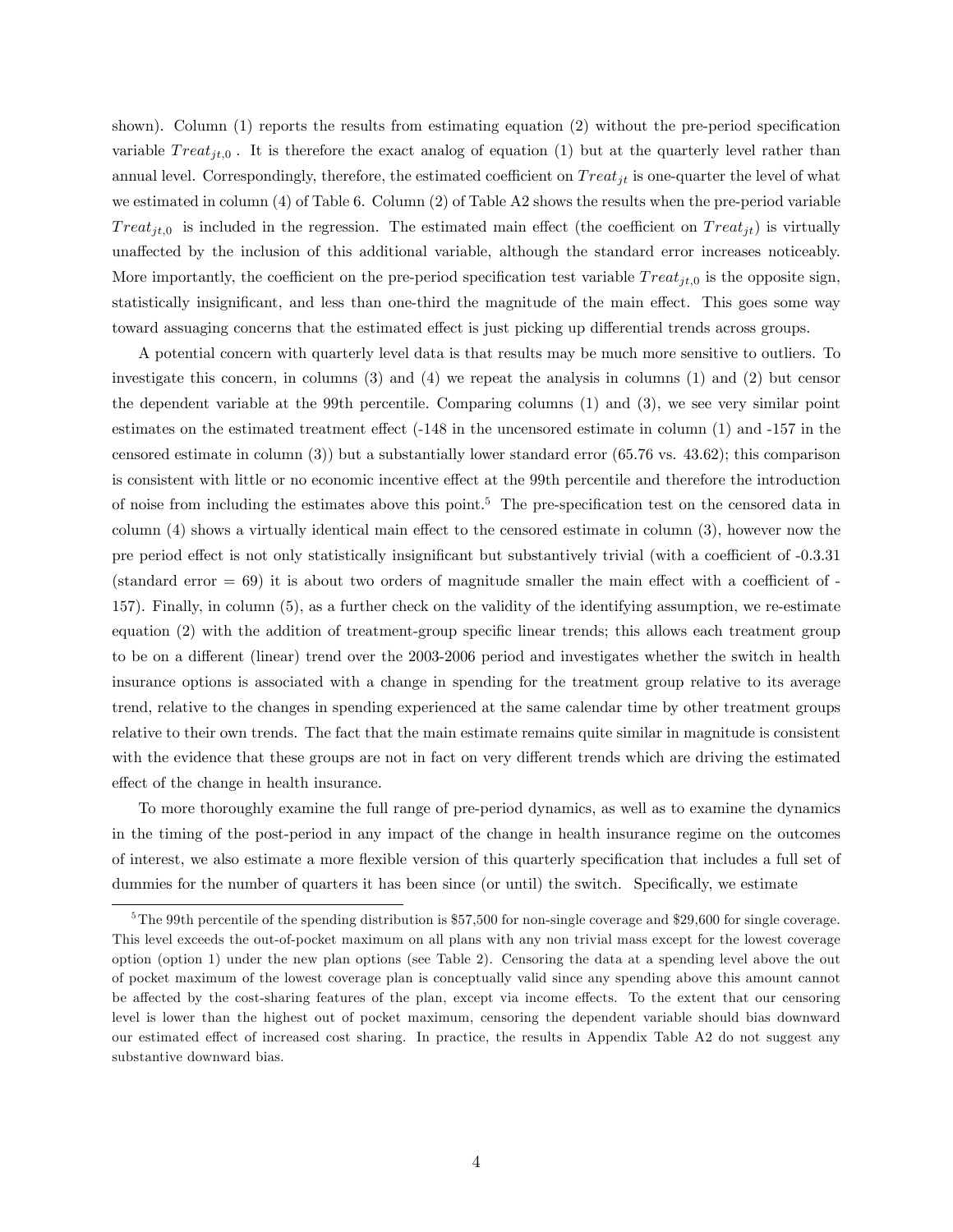shown). Column (1) reports the results from estimating equation (2) without the pre-period specification variable $Treat_{jt,0}$ . It is therefore the exact analog of equation (1) but at the quarterly level rather than annual level. Correspondingly, therefore, the estimated coefficient on $Treat_{jt}$ is one-quarter the level of what we estimated in column (4) of Table 6. Column (2) of Table A2 shows the results when the pre-period variable $Treat_{jt,0}$ is included in the regression. The estimated main effect (the coefficient on $Treat_{jt}$) is virtually unaffected by the inclusion of this additional variable, although the standard error increases noticeably. More importantly, the coefficient on the pre-period specification test variable $Treat_{jt,0}$ is the opposite sign, statistically insignificant, and less than one-third the magnitude of the main effect. This goes some way toward assuaging concerns that the estimated effect is just picking up differential trends across groups.

A potential concern with quarterly level data is that results may be much more sensitive to outliers. To investigate this concern, in columns (3) and (4) we repeat the analysis in columns (1) and (2) but censor the dependent variable at the 99th percentile. Comparing columns (1) and (3), we see very similar point estimates on the estimated treatment effect (-148 in the uncensored estimate in column (1) and -157 in the censored estimate in column (3)) but a substantially lower standard error (65.76 vs. 43.62); this comparison is consistent with little or no economic incentive effect at the 99th percentile and therefore the introduction of noise from including the estimates above this point.[5] The pre-specification test on the censored data in column (4) shows a virtually identical main effect to the censored estimate in column (3), however now the pre period effect is not only statistically insignificant but substantively trivial (with a coefficient of -0.3.31 (standard error = 69) it is about two orders of magnitude smaller the main effect with a coefficient of -157). Finally, in column (5), as a further check on the validity of the identifying assumption, we re-estimate equation (2) with the addition of treatment-group specific linear trends; this allows each treatment group to be on a different (linear) trend over the 2003-2006 period and investigates whether the switch in health insurance options is associated with a change in spending for the treatment group relative to its average trend, relative to the changes in spending experienced at the same calendar time by other treatment groups relative to their own trends. The fact that the main estimate remains quite similar in magnitude is consistent with the evidence that these groups are not in fact on very different trends which are driving the estimated effect of the change in health insurance.

To more thoroughly examine the full range of pre-period dynamics, as well as to examine the dynamics in the timing of the post-period in any impact of the change in health insurance regime on the outcomes of interest, we also estimate a more flexible version of this quarterly specification that includes a full set of dummies for the number of quarters it has been since (or until) the switch. Specifically, we estimate

[5] The 99th percentile of the spending distribution is \$57,500 for non-single coverage and \$29,600 for single coverage. This level exceeds the out-of-pocket maximum on all plans with any non trivial mass except for the lowest coverage option (option 1) under the new plan options (see Table 2). Censoring the data at a spending level above the out of pocket maximum of the lowest coverage plan is conceptually valid since any spending above this amount cannot be affected by the cost-sharing features of the plan, except via income effects. To the extent that our censoring level is lower than the highest out of pocket maximum, censoring the dependent variable should bias downward our estimated effect of increased cost sharing. In practice, the results in Appendix Table A2 do not suggest any substantive downward bias.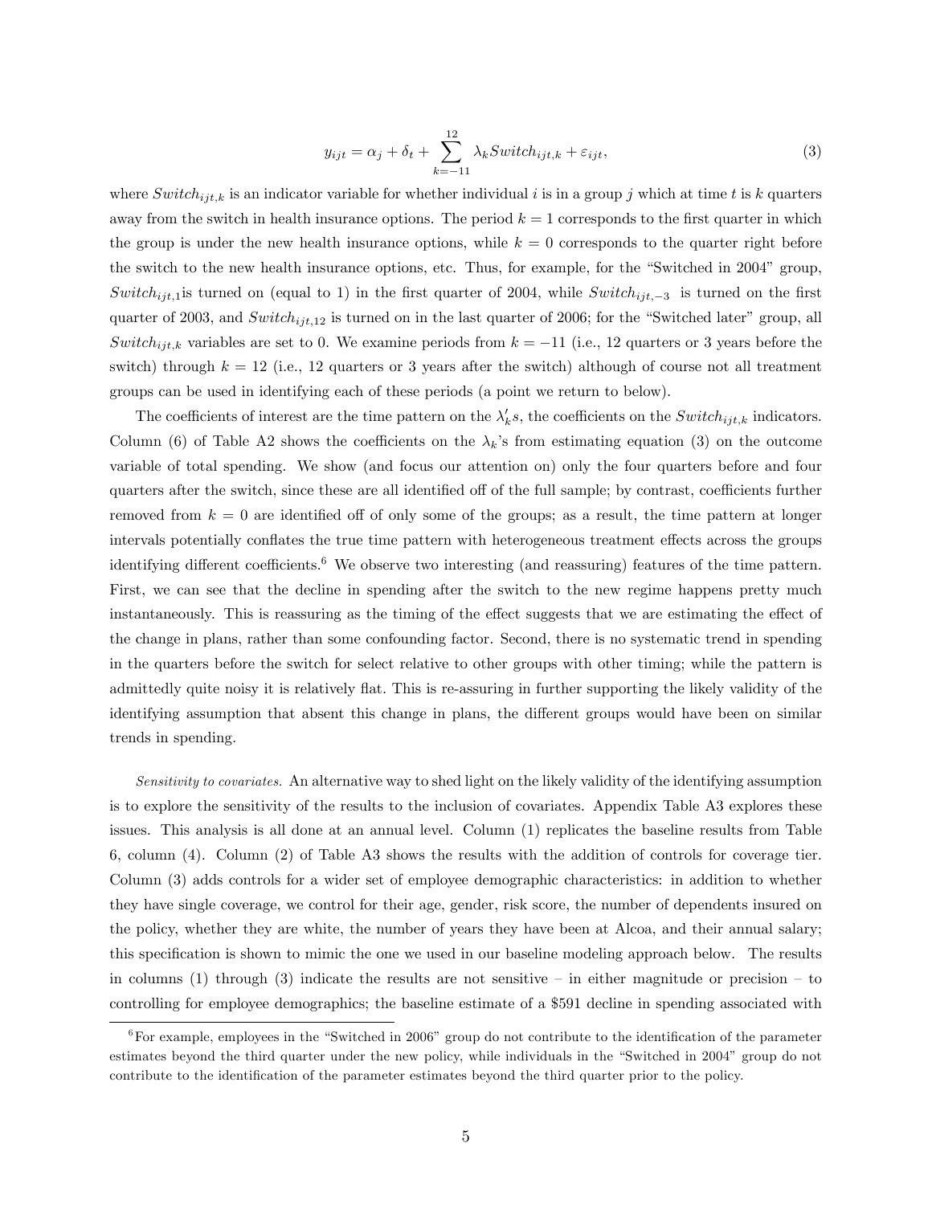$$y_{ijt} = \alpha_j + \delta_t + \sum_{k=-11}^{12} \lambda_k Switch_{ijt,k} + \varepsilon_{ijt}, \tag{3}$$

where $Switch_{ijt,k}$ is an indicator variable for whether individual $i$ is in a group $j$ which at time $t$ is $k$ quarters away from the switch in health insurance options. The period $k = 1$ corresponds to the first quarter in which the group is under the new health insurance options, while $k = 0$ corresponds to the quarter right before the switch to the new health insurance options, etc. Thus, for example, for the "Switched in 2004" group, $Switch_{ijt,1}$is turned on (equal to 1) in the first quarter of 2004, while $Switch_{ijt,-3}$ is turned on the first quarter of 2003, and $Switch_{ijt,12}$ is turned on in the last quarter of 2006; for the "Switched later" group, all $Switch_{ijt,k}$ variables are set to 0. We examine periods from $k = -11$ (i.e., 12 quarters or 3 years before the switch) through $k = 12$ (i.e., 12 quarters or 3 years after the switch) although of course not all treatment groups can be used in identifying each of these periods (a point we return to below).

The coefficients of interest are the time pattern on the $\lambda_k'$s, the coefficients on the $Switch_{ijt,k}$ indicators. Column (6) of Table A2 shows the coefficients on the $\lambda_k$'s from estimating equation (3) on the outcome variable of total spending. We show (and focus our attention on) only the four quarters before and four quarters after the switch, since these are all identified off of the full sample; by contrast, coefficients further removed from $k = 0$ are identified off of only some of the groups; as a result, the time pattern at longer intervals potentially conflates the true time pattern with heterogeneous treatment effects across the groups identifying different coefficients.[6] We observe two interesting (and reassuring) features of the time pattern. First, we can see that the decline in spending after the switch to the new regime happens pretty much instantaneously. This is reassuring as the timing of the effect suggests that we are estimating the effect of the change in plans, rather than some confounding factor. Second, there is no systematic trend in spending in the quarters before the switch for select relative to other groups with other timing; while the pattern is admittedly quite noisy it is relatively flat. This is re-assuring in further supporting the likely validity of the identifying assumption that absent this change in plans, the different groups would have been on similar trends in spending.

*Sensitivity to covariates.* An alternative way to shed light on the likely validity of the identifying assumption is to explore the sensitivity of the results to the inclusion of covariates. Appendix Table A3 explores these issues. This analysis is all done at an annual level. Column (1) replicates the baseline results from Table 6, column (4). Column (2) of Table A3 shows the results with the addition of controls for coverage tier. Column (3) adds controls for a wider set of employee demographic characteristics: in addition to whether they have single coverage, we control for their age, gender, risk score, the number of dependents insured on the policy, whether they are white, the number of years they have been at Alcoa, and their annual salary; this specification is shown to mimic the one we used in our baseline modeling approach below. The results in columns (1) through (3) indicate the results are not sensitive – in either magnitude or precision – to controlling for employee demographics; the baseline estimate of a $591 decline in spending associated with

[6] For example, employees in the "Switched in 2006" group do not contribute to the identification of the parameter estimates beyond the third quarter under the new policy, while individuals in the "Switched in 2004" group do not contribute to the identification of the parameter estimates beyond the third quarter prior to the policy.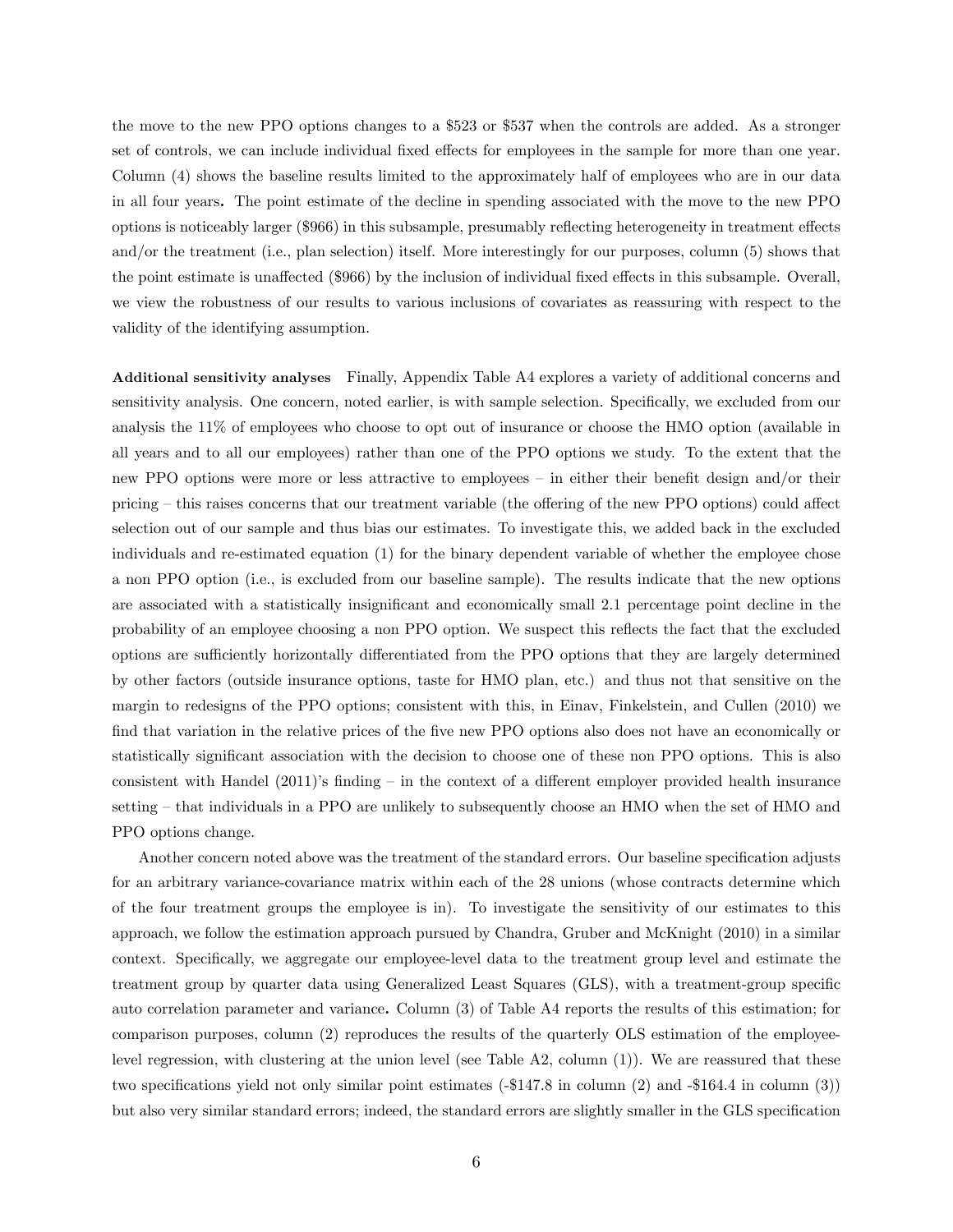the move to the new PPO options changes to a \$523 or \$537 when the controls are added. As a stronger set of controls, we can include individual fixed effects for employees in the sample for more than one year. Column (4) shows the baseline results limited to the approximately half of employees who are in our data in all four years**.** The point estimate of the decline in spending associated with the move to the new PPO options is noticeably larger (\$966) in this subsample, presumably reflecting heterogeneity in treatment effects and/or the treatment (i.e., plan selection) itself. More interestingly for our purposes, column (5) shows that the point estimate is unaffected (\$966) by the inclusion of individual fixed effects in this subsample. Overall, we view the robustness of our results to various inclusions of covariates as reassuring with respect to the validity of the identifying assumption.

**Additional sensitivity analyses** Finally, Appendix Table A4 explores a variety of additional concerns and sensitivity analysis. One concern, noted earlier, is with sample selection. Specifically, we excluded from our analysis the 11% of employees who choose to opt out of insurance or choose the HMO option (available in all years and to all our employees) rather than one of the PPO options we study. To the extent that the new PPO options were more or less attractive to employees – in either their benefit design and/or their pricing – this raises concerns that our treatment variable (the offering of the new PPO options) could affect selection out of our sample and thus bias our estimates. To investigate this, we added back in the excluded individuals and re-estimated equation (1) for the binary dependent variable of whether the employee chose a non PPO option (i.e., is excluded from our baseline sample). The results indicate that the new options are associated with a statistically insignificant and economically small 2.1 percentage point decline in the probability of an employee choosing a non PPO option. We suspect this reflects the fact that the excluded options are sufficiently horizontally differentiated from the PPO options that they are largely determined by other factors (outside insurance options, taste for HMO plan, etc.) and thus not that sensitive on the margin to redesigns of the PPO options; consistent with this, in Einav, Finkelstein, and Cullen (2010) we find that variation in the relative prices of the five new PPO options also does not have an economically or statistically significant association with the decision to choose one of these non PPO options. This is also consistent with Handel (2011)'s finding – in the context of a different employer provided health insurance setting – that individuals in a PPO are unlikely to subsequently choose an HMO when the set of HMO and PPO options change.

Another concern noted above was the treatment of the standard errors. Our baseline specification adjusts for an arbitrary variance-covariance matrix within each of the 28 unions (whose contracts determine which of the four treatment groups the employee is in). To investigate the sensitivity of our estimates to this approach, we follow the estimation approach pursued by Chandra, Gruber and McKnight (2010) in a similar context. Specifically, we aggregate our employee-level data to the treatment group level and estimate the treatment group by quarter data using Generalized Least Squares (GLS), with a treatment-group specific auto correlation parameter and variance**.** Column (3) of Table A4 reports the results of this estimation; for comparison purposes, column (2) reproduces the results of the quarterly OLS estimation of the employee-level regression, with clustering at the union level (see Table A2, column (1)). We are reassured that these two specifications yield not only similar point estimates (-\$147.8 in column (2) and -\$164.4 in column (3)) but also very similar standard errors; indeed, the standard errors are slightly smaller in the GLS specification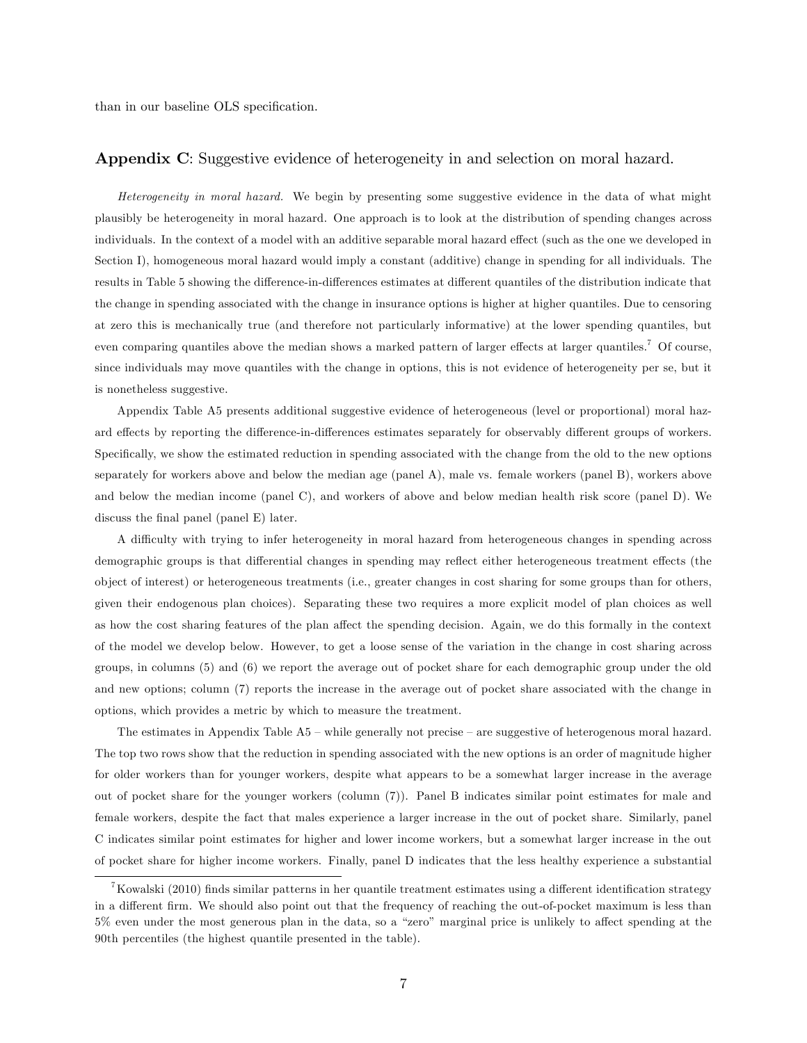than in our baseline OLS specification.

## Appendix C: Suggestive evidence of heterogeneity in and selection on moral hazard.

*Heterogeneity in moral hazard.* We begin by presenting some suggestive evidence in the data of what might plausibly be heterogeneity in moral hazard. One approach is to look at the distribution of spending changes across individuals. In the context of a model with an additive separable moral hazard effect (such as the one we developed in Section I), homogeneous moral hazard would imply a constant (additive) change in spending for all individuals. The results in Table 5 showing the difference-in-differences estimates at different quantiles of the distribution indicate that the change in spending associated with the change in insurance options is higher at higher quantiles. Due to censoring at zero this is mechanically true (and therefore not particularly informative) at the lower spending quantiles, but even comparing quantiles above the median shows a marked pattern of larger effects at larger quantiles.[7] Of course, since individuals may move quantiles with the change in options, this is not evidence of heterogeneity per se, but it is nonetheless suggestive.

Appendix Table A5 presents additional suggestive evidence of heterogeneous (level or proportional) moral hazard effects by reporting the difference-in-differences estimates separately for observably different groups of workers. Specifically, we show the estimated reduction in spending associated with the change from the old to the new options separately for workers above and below the median age (panel A), male vs. female workers (panel B), workers above and below the median income (panel C), and workers of above and below median health risk score (panel D). We discuss the final panel (panel E) later.

A difficulty with trying to infer heterogeneity in moral hazard from heterogeneous changes in spending across demographic groups is that differential changes in spending may reflect either heterogeneous treatment effects (the object of interest) or heterogeneous treatments (i.e., greater changes in cost sharing for some groups than for others, given their endogenous plan choices). Separating these two requires a more explicit model of plan choices as well as how the cost sharing features of the plan affect the spending decision. Again, we do this formally in the context of the model we develop below. However, to get a loose sense of the variation in the change in cost sharing across groups, in columns (5) and (6) we report the average out of pocket share for each demographic group under the old and new options; column (7) reports the increase in the average out of pocket share associated with the change in options, which provides a metric by which to measure the treatment.

The estimates in Appendix Table A5 – while generally not precise – are suggestive of heterogenous moral hazard. The top two rows show that the reduction in spending associated with the new options is an order of magnitude higher for older workers than for younger workers, despite what appears to be a somewhat larger increase in the average out of pocket share for the younger workers (column (7)). Panel B indicates similar point estimates for male and female workers, despite the fact that males experience a larger increase in the out of pocket share. Similarly, panel C indicates similar point estimates for higher and lower income workers, but a somewhat larger increase in the out of pocket share for higher income workers. Finally, panel D indicates that the less healthy experience a substantial

[7] Kowalski (2010) finds similar patterns in her quantile treatment estimates using a different identification strategy in a different firm. We should also point out that the frequency of reaching the out-of-pocket maximum is less than 5% even under the most generous plan in the data, so a "zero" marginal price is unlikely to affect spending at the 90th percentiles (the highest quantile presented in the table).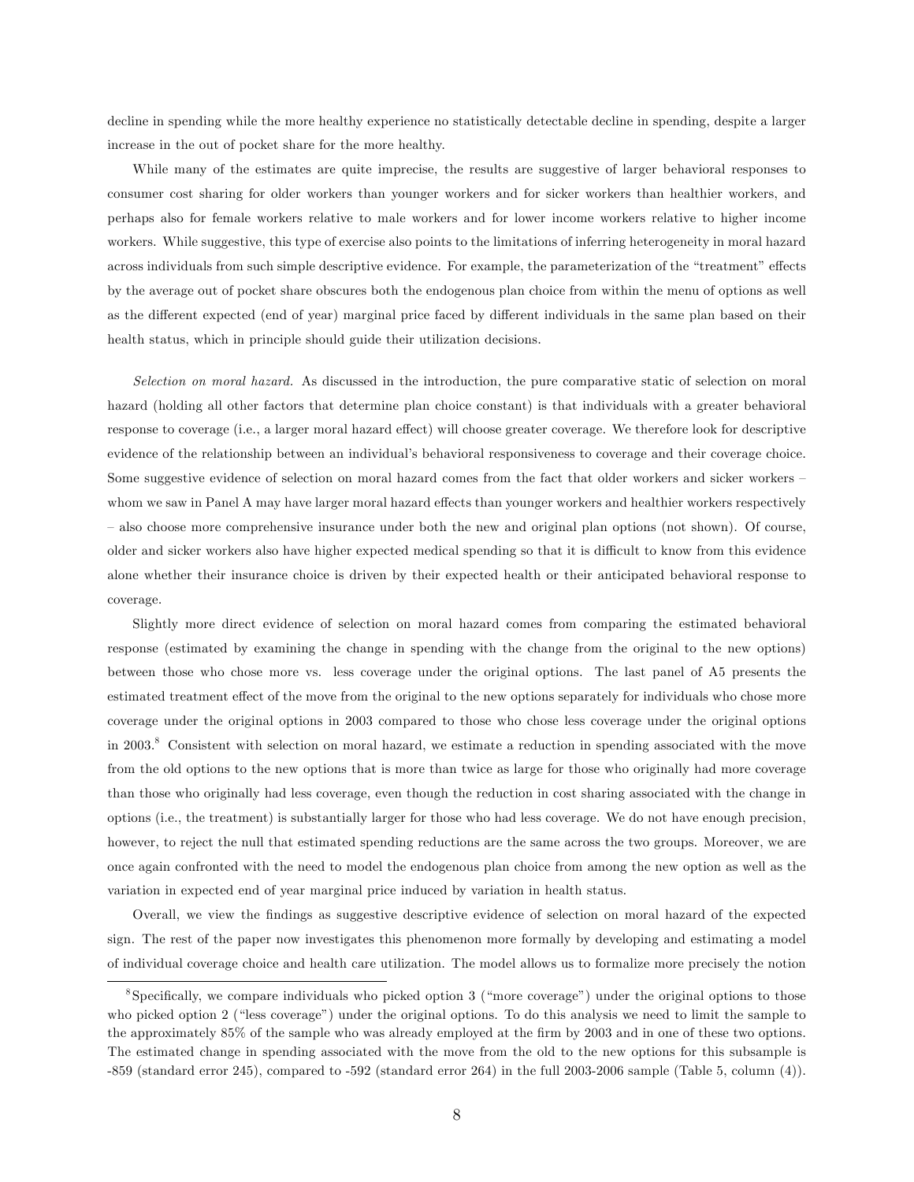decline in spending while the more healthy experience no statistically detectable decline in spending, despite a larger increase in the out of pocket share for the more healthy.

While many of the estimates are quite imprecise, the results are suggestive of larger behavioral responses to consumer cost sharing for older workers than younger workers and for sicker workers than healthier workers, and perhaps also for female workers relative to male workers and for lower income workers relative to higher income workers. While suggestive, this type of exercise also points to the limitations of inferring heterogeneity in moral hazard across individuals from such simple descriptive evidence. For example, the parameterization of the "treatment" effects by the average out of pocket share obscures both the endogenous plan choice from within the menu of options as well as the different expected (end of year) marginal price faced by different individuals in the same plan based on their health status, which in principle should guide their utilization decisions.

*Selection on moral hazard.* As discussed in the introduction, the pure comparative static of selection on moral hazard (holding all other factors that determine plan choice constant) is that individuals with a greater behavioral response to coverage (i.e., a larger moral hazard effect) will choose greater coverage. We therefore look for descriptive evidence of the relationship between an individual's behavioral responsiveness to coverage and their coverage choice. Some suggestive evidence of selection on moral hazard comes from the fact that older workers and sicker workers – whom we saw in Panel A may have larger moral hazard effects than younger workers and healthier workers respectively – also choose more comprehensive insurance under both the new and original plan options (not shown). Of course, older and sicker workers also have higher expected medical spending so that it is difficult to know from this evidence alone whether their insurance choice is driven by their expected health or their anticipated behavioral response to coverage.

Slightly more direct evidence of selection on moral hazard comes from comparing the estimated behavioral response (estimated by examining the change in spending with the change from the original to the new options) between those who chose more vs. less coverage under the original options. The last panel of A5 presents the estimated treatment effect of the move from the original to the new options separately for individuals who chose more coverage under the original options in 2003 compared to those who chose less coverage under the original options in 2003.[8] Consistent with selection on moral hazard, we estimate a reduction in spending associated with the move from the old options to the new options that is more than twice as large for those who originally had more coverage than those who originally had less coverage, even though the reduction in cost sharing associated with the change in options (i.e., the treatment) is substantially larger for those who had less coverage. We do not have enough precision, however, to reject the null that estimated spending reductions are the same across the two groups. Moreover, we are once again confronted with the need to model the endogenous plan choice from among the new option as well as the variation in expected end of year marginal price induced by variation in health status.

Overall, we view the findings as suggestive descriptive evidence of selection on moral hazard of the expected sign. The rest of the paper now investigates this phenomenon more formally by developing and estimating a model of individual coverage choice and health care utilization. The model allows us to formalize more precisely the notion

[8] Specifically, we compare individuals who picked option 3 ("more coverage") under the original options to those who picked option 2 ("less coverage") under the original options. To do this analysis we need to limit the sample to the approximately 85% of the sample who was already employed at the firm by 2003 and in one of these two options. The estimated change in spending associated with the move from the old to the new options for this subsample is -859 (standard error 245), compared to -592 (standard error 264) in the full 2003-2006 sample (Table 5, column (4)).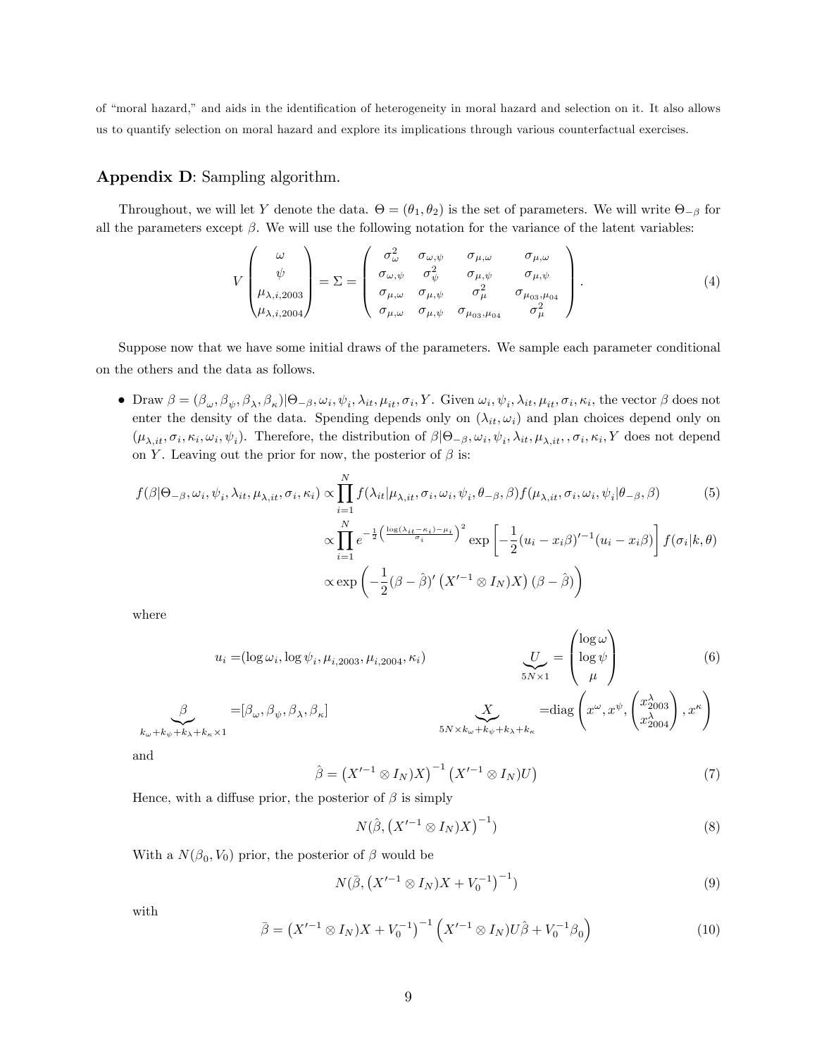of "moral hazard," and aids in the identification of heterogeneity in moral hazard and selection on it. It also allows us to quantify selection on moral hazard and explore its implications through various counterfactual exercises.

## Appendix D: Sampling algorithm.

Throughout, we will let $Y$ denote the data. $\Theta = (\theta_1, \theta_2)$ is the set of parameters. We will write $\Theta_{-\beta}$ for all the parameters except $\beta$. We will use the following notation for the variance of the latent variables:

$$V \begin{pmatrix} \omega \\ \psi \\ \mu_{\lambda,i,2003} \\ \mu_{\lambda,i,2004} \end{pmatrix} = \Sigma = \begin{pmatrix} \sigma^2_\omega & \sigma_{\omega,\psi} & \sigma_{\mu,\omega} & \sigma_{\mu,\omega} \\ \sigma_{\omega,\psi} & \sigma^2_\psi & \sigma_{\mu,\psi} & \sigma_{\mu,\psi} \\ \sigma_{\mu,\omega} & \sigma_{\mu,\psi} & \sigma^2_\mu & \sigma_{\mu_{03},\mu_{04}} \\ \sigma_{\mu,\omega} & \sigma_{\mu,\psi} & \sigma_{\mu_{03},\mu_{04}} & \sigma^2_\mu \end{pmatrix}. \tag{4}$$

Suppose now that we have some initial draws of the parameters. We sample each parameter conditional on the others and the data as follows.

- Draw $\beta = (\beta_\omega, \beta_\psi, \beta_\lambda, \beta_\kappa)|\Theta_{-\beta}, \omega_i, \psi_i, \lambda_{it}, \mu_{it}, \sigma_i, Y$. Given $\omega_i, \psi_i, \lambda_{it}, \mu_{it}, \sigma_i, \kappa_i$, the vector $\beta$ does not enter the density of the data. Spending depends only on $(\lambda_{it}, \omega_i)$ and plan choices depend only on $(\mu_{\lambda,it}, \sigma_i, \kappa_i, \omega_i, \psi_i)$. Therefore, the distribution of $\beta|\Theta_{-\beta}, \omega_i, \psi_i, \lambda_{it}, \mu_{\lambda,it}, , \sigma_i, \kappa_i, Y$ does not depend on $Y$. Leaving out the prior for now, the posterior of $\beta$ is:

$$\begin{aligned} f(\beta|\Theta_{-\beta}, \omega_i, \psi_i, \lambda_{it}, \mu_{\lambda,it}, \sigma_i, \kappa_i) &\propto \prod_{i=1}^N f(\lambda_{it}|\mu_{\lambda,it}, \sigma_i, \omega_i, \psi_i, \theta_{-\beta}, \beta) f(\mu_{\lambda,it}, \sigma_i, \omega_i, \psi_i|\theta_{-\beta}, \beta) \\ &\propto \prod_{i=1}^N e^{-\frac{1}{2}\left(\frac{\log(\lambda_{it}-\kappa_i)-\mu_i}{\sigma_i}\right)^2} \exp\left[-\frac{1}{2}(u_i - x_i\beta)'^{-1}(u_i - x_i\beta)\right] f(\sigma_i|k, \theta) \\ &\propto \exp\left(-\frac{1}{2}(\beta - \hat\beta)' \left(X'^{-1} \otimes I_N)X\right) (\beta - \hat\beta)\right) \end{aligned} \tag{5}$$

where

$$u_i = (\log\omega_i, \log\psi_i, \mu_{i,2003}, \mu_{i,2004}, \kappa_i) \qquad \underbrace{U}_{5N\times 1} = \begin{pmatrix} \log\omega \\ \log\psi \\ \mu \end{pmatrix} \tag{6}$$

$$\underbrace{\beta}_{k_\omega+k_\psi+k_\lambda+k_\kappa\times 1} = [\beta_\omega, \beta_\psi, \beta_\lambda, \beta_\kappa] \qquad \underbrace{X}_{5N\times k_\omega+k_\psi+k_\lambda+k_\kappa} = \text{diag}\left(x^\omega, x^\psi, \begin{pmatrix} x^\lambda_{2003} \\ x^\lambda_{2004} \end{pmatrix}, x^\kappa\right)$$

and

$$\hat\beta = \left(X'^{-1} \otimes I_N)X\right)^{-1} \left(X'^{-1} \otimes I_N)U\right) \tag{7}$$

Hence, with a diffuse prior, the posterior of $\beta$ is simply

$$N(\hat\beta, \left(X'^{-1} \otimes I_N)X\right)^{-1}) \tag{8}$$

With a $N(\beta_0, V_0)$ prior, the posterior of $\beta$ would be

$$N(\bar\beta, \left(X'^{-1} \otimes I_N)X + V_0^{-1}\right)^{-1}) \tag{9}$$

with

$$\bar\beta = \left(X'^{-1} \otimes I_N)X + V_0^{-1}\right)^{-1} \left(X'^{-1} \otimes I_N)U\hat\beta + V_0^{-1}\beta_0\right) \tag{10}$$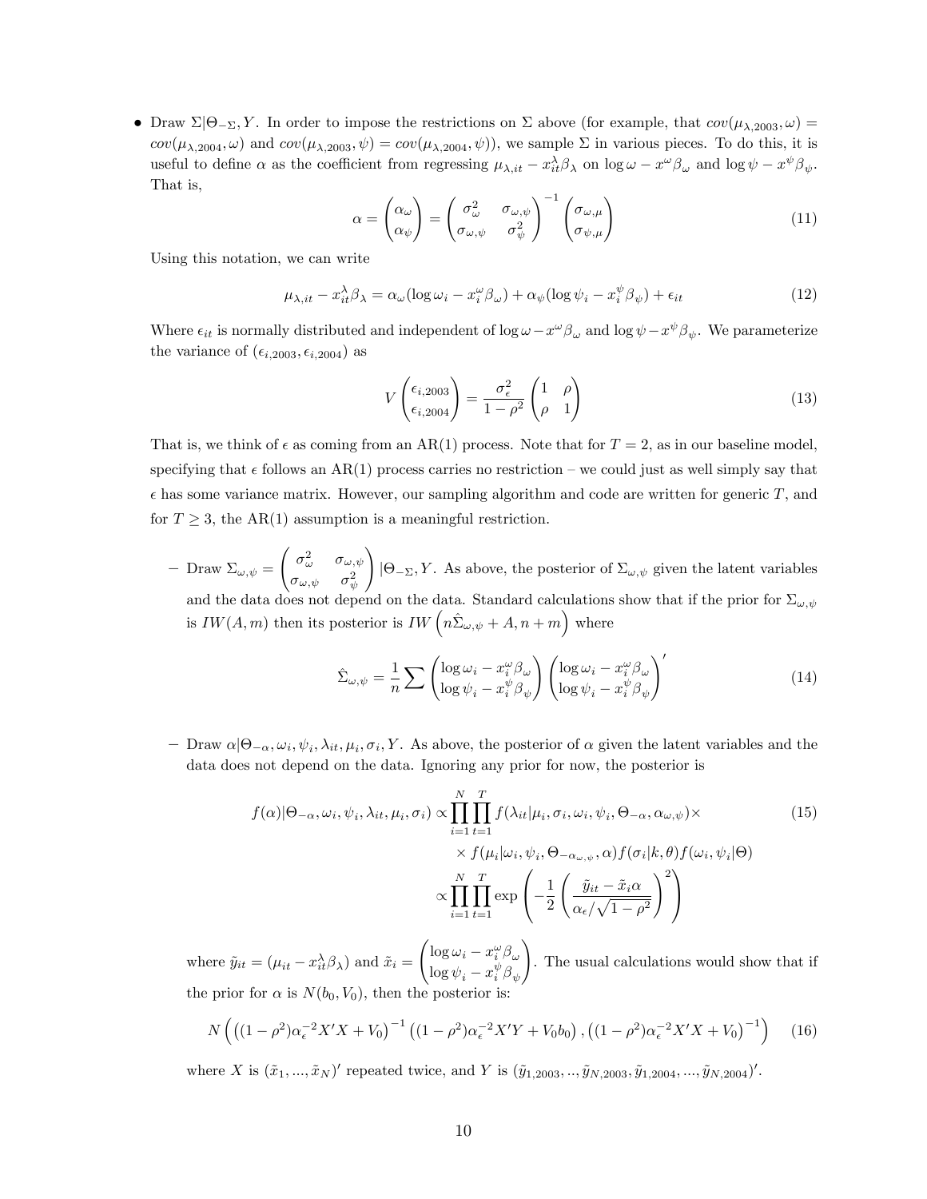- Draw $\Sigma|\Theta_{-\Sigma}, Y$. In order to impose the restrictions on $\Sigma$ above (for example, that $cov(\mu_{\lambda,2003}, \omega) = cov(\mu_{\lambda,2004}, \omega)$ and $cov(\mu_{\lambda,2003}, \psi) = cov(\mu_{\lambda,2004}, \psi)$), we sample $\Sigma$ in various pieces. To do this, it is useful to define $\alpha$ as the coefficient from regressing $\mu_{\lambda,it} - x_{it}^{\lambda}\beta_{\lambda}$ on $\log \omega - x^{\omega}\beta_{\omega}$ and $\log \psi - x^{\psi}\beta_{\psi}$. That is,

$$\alpha = \begin{pmatrix} \alpha_{\omega} \\ \alpha_{\psi} \end{pmatrix} = \begin{pmatrix} \sigma_{\omega}^2 & \sigma_{\omega,\psi} \\ \sigma_{\omega,\psi} & \sigma_{\psi}^2 \end{pmatrix}^{-1} \begin{pmatrix} \sigma_{\omega,\mu} \\ \sigma_{\psi,\mu} \end{pmatrix} \tag{11}$$

Using this notation, we can write

$$\mu_{\lambda,it} - x_{it}^{\lambda}\beta_{\lambda} = \alpha_{\omega}(\log \omega_i - x_i^{\omega}\beta_{\omega}) + \alpha_{\psi}(\log \psi_i - x_i^{\psi}\beta_{\psi}) + \epsilon_{it} \tag{12}$$

Where $\epsilon_{it}$ is normally distributed and independent of $\log \omega - x^{\omega}\beta_{\omega}$ and $\log \psi - x^{\psi}\beta_{\psi}$. We parameterize the variance of $(\epsilon_{i,2003}, \epsilon_{i,2004})$ as

$$V\begin{pmatrix} \epsilon_{i,2003} \\ \epsilon_{i,2004} \end{pmatrix} = \frac{\sigma_{\epsilon}^2}{1-\rho^2}\begin{pmatrix} 1 & \rho \\ \rho & 1 \end{pmatrix} \tag{13}$$

That is, we think of $\epsilon$ as coming from an AR(1) process. Note that for $T = 2$, as in our baseline model, specifying that $\epsilon$ follows an AR(1) process carries no restriction – we could just as well simply say that $\epsilon$ has some variance matrix. However, our sampling algorithm and code are written for generic $T$, and for $T \geq 3$, the AR(1) assumption is a meaningful restriction.

  - Draw $\Sigma_{\omega,\psi} = \begin{pmatrix} \sigma_{\omega}^2 & \sigma_{\omega,\psi} \\ \sigma_{\omega,\psi} & \sigma_{\psi}^2 \end{pmatrix} |\Theta_{-\Sigma}, Y$. As above, the posterior of $\Sigma_{\omega,\psi}$ given the latent variables and the data does not depend on the data. Standard calculations show that if the prior for $\Sigma_{\omega,\psi}$ is $IW(A, m)$ then its posterior is $IW\left(n\hat{\Sigma}_{\omega,\psi} + A, n+m\right)$ where

$$\hat{\Sigma}_{\omega,\psi} = \frac{1}{n}\sum \begin{pmatrix} \log \omega_i - x_i^{\omega}\beta_{\omega} \\ \log \psi_i - x_i^{\psi}\beta_{\psi} \end{pmatrix} \begin{pmatrix} \log \omega_i - x_i^{\omega}\beta_{\omega} \\ \log \psi_i - x_i^{\psi}\beta_{\psi} \end{pmatrix}' \tag{14}$$

  - Draw $\alpha|\Theta_{-\alpha}, \omega_i, \psi_i, \lambda_{it}, \mu_i, \sigma_i, Y$. As above, the posterior of $\alpha$ given the latent variables and the data does not depend on the data. Ignoring any prior for now, the posterior is

$$\begin{aligned} f(\alpha)|\Theta_{-\alpha}, \omega_i, \psi_i, \lambda_{it}, \mu_i, \sigma_i) \propto & \prod_{i=1}^{N}\prod_{t=1}^{T} f(\lambda_{it}|\mu_i, \sigma_i, \omega_i, \psi_i, \Theta_{-\alpha}, \alpha_{\omega,\psi}) \times \\ & \times f(\mu_i|\omega_i, \psi_i, \Theta_{-\alpha_{\omega,\psi}}, \alpha) f(\sigma_i|k, \theta) f(\omega_i, \psi_i|\Theta) \\ \propto & \prod_{i=1}^{N}\prod_{t=1}^{T} \exp\left(-\frac{1}{2}\left(\frac{\tilde{y}_{it} - \tilde{x}_i\alpha}{\alpha_{\epsilon}/\sqrt{1-\rho^2}}\right)^2\right) \end{aligned} \tag{15}$$

  where $\tilde{y}_{it} = (\mu_{it} - x_{it}^{\lambda}\beta_{\lambda})$ and $\tilde{x}_i = \begin{pmatrix} \log \omega_i - x_i^{\omega}\beta_{\omega} \\ \log \psi_i - x_i^{\psi}\beta_{\psi} \end{pmatrix}$. The usual calculations would show that if the prior for $\alpha$ is $N(b_0, V_0)$, then the posterior is:

$$N\left(\left((1-\rho^2)\alpha_{\epsilon}^{-2}X'X + V_0\right)^{-1}\left((1-\rho^2)\alpha_{\epsilon}^{-2}X'Y + V_0 b_0\right), \left((1-\rho^2)\alpha_{\epsilon}^{-2}X'X + V_0\right)^{-1}\right) \tag{16}$$

  where $X$ is $(\tilde{x}_1, ..., \tilde{x}_N)'$ repeated twice, and $Y$ is $(\tilde{y}_{1,2003}, .., \tilde{y}_{N,2003}, \tilde{y}_{1,2004}, ..., \tilde{y}_{N,2004})'$.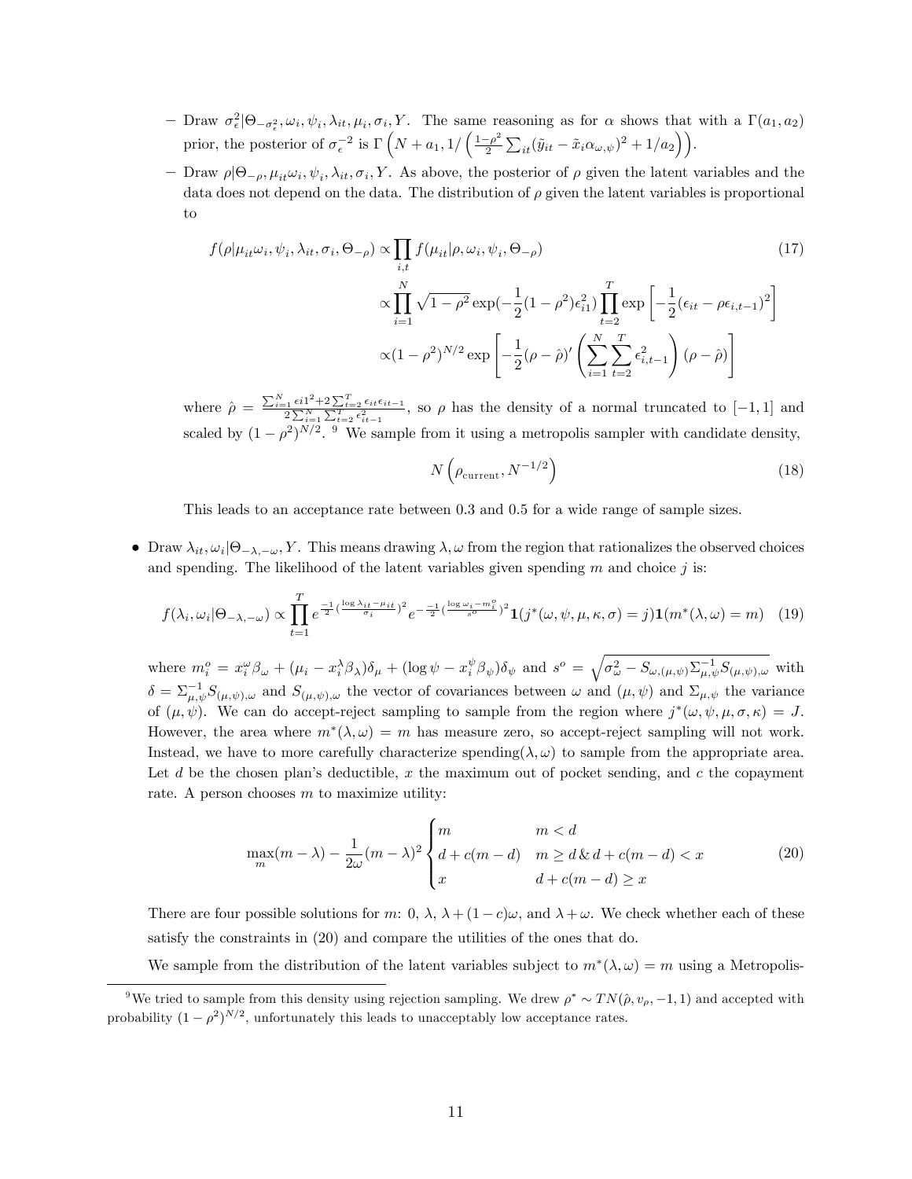- Draw $\sigma_\epsilon^2|\Theta_{-\sigma_\epsilon^2}, \omega_i, \psi_i, \lambda_{it}, \mu_i, \sigma_i, Y$. The same reasoning as for $\alpha$ shows that with a $\Gamma(a_1, a_2)$ prior, the posterior of $\sigma_\epsilon^{-2}$ is $\Gamma\left(N + a_1, 1/\left(\frac{1-\rho^2}{2}\sum_{it}(\tilde{y}_{it} - \tilde{x}_i\alpha_{\omega,\psi})^2 + 1/a_2\right)\right)$.
- Draw $\rho|\Theta_{-\rho}, \mu_{it}\omega_i, \psi_i, \lambda_{it}, \sigma_i, Y$. As above, the posterior of $\rho$ given the latent variables and the data does not depend on the data. The distribution of $\rho$ given the latent variables is proportional to

$$
\begin{aligned}
f(\rho|\mu_{it}\omega_i, \psi_i, \lambda_{it}, \sigma_i, \Theta_{-\rho}) \propto & \prod_{i,t} f(\mu_{it}|\rho, \omega_i, \psi_i, \Theta_{-\rho}) \\
\propto & \prod_{i=1}^{N} \sqrt{1-\rho^2}\exp(-\frac{1}{2}(1-\rho^2)\epsilon_{i1}^2)\prod_{t=2}^{T}\exp\left[-\frac{1}{2}(\epsilon_{it} - \rho\epsilon_{i,t-1})^2\right] \\
\propto & (1-\rho^2)^{N/2}\exp\left[-\frac{1}{2}(\rho-\hat{\rho})'\left(\sum_{i=1}^{N}\sum_{t=2}^{T}\epsilon_{i,t-1}^2\right)(\rho-\hat{\rho})\right]
\end{aligned} \tag{17}
$$

where $\hat{\rho} = \frac{\sum_{i=1}^{N}\epsilon i 1^2 + 2\sum_{t=2}^{T}\epsilon_{it}\epsilon_{it-1}}{2\sum_{i=1}^{N}\sum_{t=2}^{T}\epsilon_{it-1}^2}$, so $\rho$ has the density of a normal truncated to $[-1, 1]$ and scaled by $(1-\rho^2)^{N/2}$. [9] We sample from it using a metropolis sampler with candidate density,

$$
N\left(\rho_{\text{current}}, N^{-1/2}\right) \tag{18}
$$

This leads to an acceptance rate between 0.3 and 0.5 for a wide range of sample sizes.

- Draw $\lambda_{it}, \omega_i|\Theta_{-\lambda,-\omega}, Y$. This means drawing $\lambda, \omega$ from the region that rationalizes the observed choices and spending. The likelihood of the latent variables given spending $m$ and choice $j$ is:

$$
f(\lambda_i, \omega_i|\Theta_{-\lambda,-\omega}) \propto \prod_{t=1}^{T} e^{\frac{-1}{2}(\frac{\log\lambda_{it} - \mu_{it}}{\sigma_i})^2} e^{-\frac{-1}{2}(\frac{\log\omega_i - m_i^o}{s^o})^2}\mathbf{1}(j^*(\omega, \psi, \mu, \kappa, \sigma) = j)\mathbf{1}(m^*(\lambda, \omega) = m) \tag{19}
$$

where $m_i^o = x_i^\omega\beta_\omega + (\mu_i - x_i^\lambda\beta_\lambda)\delta_\mu + (\log\psi - x_i^\psi\beta_\psi)\delta_\psi$ and $s^o = \sqrt{\sigma_\omega^2 - S_{\omega,(\mu,\psi)}\Sigma_{\mu,\psi}^{-1}S_{(\mu,\psi),\omega}}$ with $\delta = \Sigma_{\mu,\psi}^{-1}S_{(\mu,\psi),\omega}$ and $S_{(\mu,\psi),\omega}$ the vector of covariances between $\omega$ and $(\mu, \psi)$ and $\Sigma_{\mu,\psi}$ the variance of $(\mu, \psi)$. We can do accept-reject sampling to sample from the region where $j^*(\omega, \psi, \mu, \sigma, \kappa) = J$. However, the area where $m^*(\lambda, \omega) = m$ has measure zero, so accept-reject sampling will not work. Instead, we have to more carefully characterize spending$(\lambda, \omega)$ to sample from the appropriate area. Let $d$ be the chosen plan's deductible, $x$ the maximum out of pocket sending, and $c$ the copayment rate. A person chooses $m$ to maximize utility:

$$
\max_m (m-\lambda) - \frac{1}{2\omega}(m-\lambda)^2 \begin{cases} m & m < d \\ d + c(m-d) & m \geq d \,\&\, d + c(m-d) < x \\ x & d + c(m-d) \geq x \end{cases} \tag{20}
$$

There are four possible solutions for $m$: 0, $\lambda$, $\lambda + (1-c)\omega$, and $\lambda + \omega$. We check whether each of these satisfy the constraints in (20) and compare the utilities of the ones that do.

We sample from the distribution of the latent variables subject to $m^*(\lambda, \omega) = m$ using a Metropolis-

[9] We tried to sample from this density using rejection sampling. We drew $\rho^* \sim TN(\hat{\rho}, v_\rho, -1, 1)$ and accepted with probability $(1-\rho^2)^{N/2}$, unfortunately this leads to unacceptably low acceptance rates.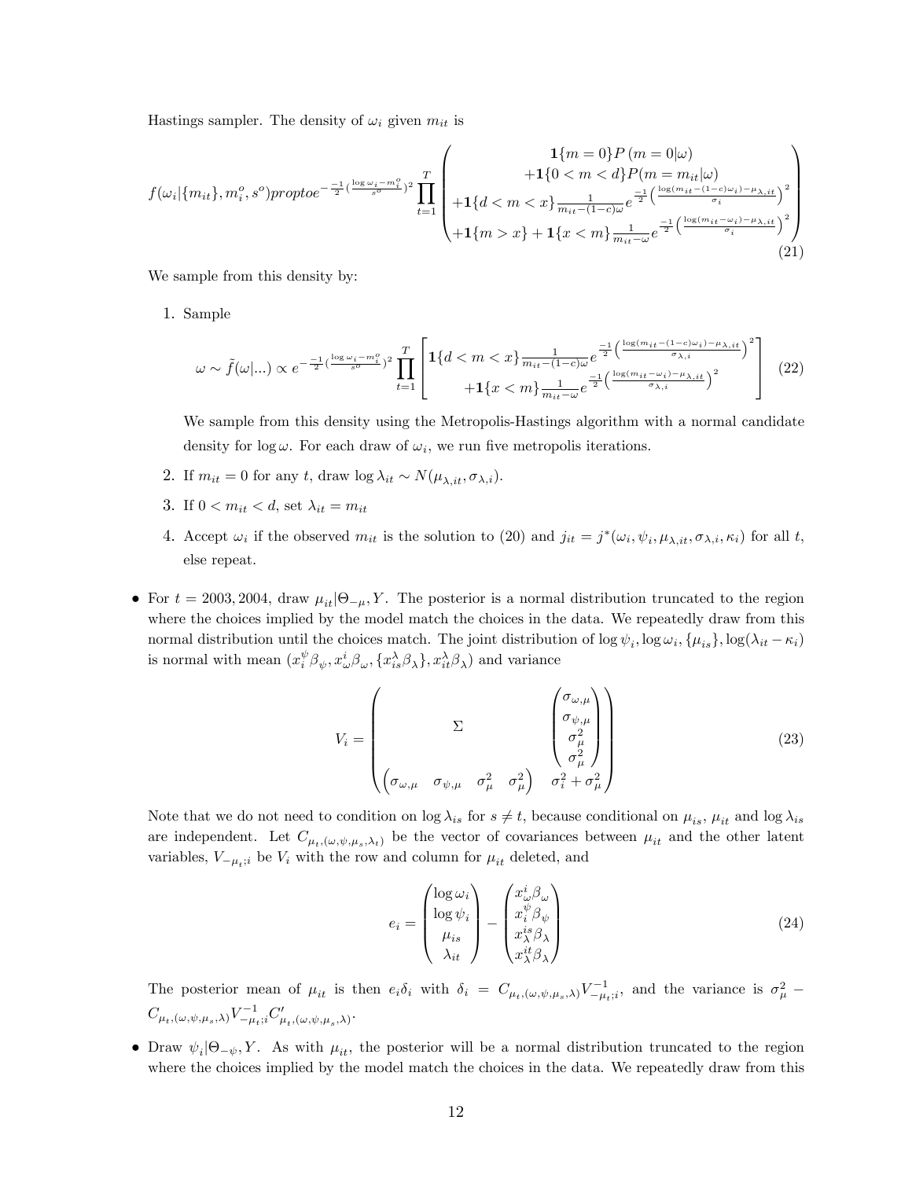Hastings sampler. The density of $\omega_i$ given $m_{it}$ is

$$f(\omega_i|\{m_{it}\}, m_i^o, s^o) proptoe^{-\frac{-1}{2}(\frac{\log \omega_i - m_i^o}{s^o})^2} \prod_{t=1}^{T} \begin{pmatrix} \mathbf{1}\{m=0\}P(m=0|\omega) \\ +\mathbf{1}\{0<m<d\}P(m=m_{it}|\omega) \\ +\mathbf{1}\{d<m<x\}\frac{1}{m_{it}-(1-c)\omega}e^{\frac{-1}{2}\left(\frac{\log(m_{it}-(1-c)\omega_i)-\mu_{\lambda,it}}{\sigma_i}\right)^2} \\ +\mathbf{1}\{m>x\}+\mathbf{1}\{x<m\}\frac{1}{m_{it}-\omega}e^{\frac{-1}{2}\left(\frac{\log(m_{it}-\omega_i)-\mu_{\lambda,it}}{\sigma_i}\right)^2} \end{pmatrix} \tag{21}$$

We sample from this density by:

1. Sample

$$\omega \sim \tilde{f}(\omega|...) \propto e^{-\frac{-1}{2}(\frac{\log \omega_i - m_i^o}{s^o})^2} \prod_{t=1}^{T} \left[ \begin{matrix} \mathbf{1}\{d<m<x\}\frac{1}{m_{it}-(1-c)\omega}e^{\frac{-1}{2}\left(\frac{\log(m_{it}-(1-c)\omega_i)-\mu_{\lambda,it}}{\sigma_{\lambda,i}}\right)^2} \\ +\mathbf{1}\{x<m\}\frac{1}{m_{it}-\omega}e^{\frac{-1}{2}\left(\frac{\log(m_{it}-\omega_i)-\mu_{\lambda,it}}{\sigma_{\lambda,i}}\right)^2} \end{matrix} \right] \tag{22}$$

   We sample from this density using the Metropolis-Hastings algorithm with a normal candidate density for $\log \omega$. For each draw of $\omega_i$, we run five metropolis iterations.

2. If $m_{it} = 0$ for any $t$, draw $\log \lambda_{it} \sim N(\mu_{\lambda,it}, \sigma_{\lambda,i})$.

3. If $0 < m_{it} < d$, set $\lambda_{it} = m_{it}$

4. Accept $\omega_i$ if the observed $m_{it}$ is the solution to (20) and $j_{it} = j^*(\omega_i, \psi_i, \mu_{\lambda,it}, \sigma_{\lambda,i}, \kappa_i)$ for all $t$, else repeat.

- For $t = 2003, 2004$, draw $\mu_{it}|\Theta_{-\mu}, Y$. The posterior is a normal distribution truncated to the region where the choices implied by the model match the choices in the data. We repeatedly draw from this normal distribution until the choices match. The joint distribution of $\log \psi_i, \log \omega_i, \{\mu_{is}\}, \log(\lambda_{it} - \kappa_i)$ is normal with mean $(x_i^\psi \beta_\psi, x_\omega^i \beta_\omega, \{x_{is}^\lambda \beta_\lambda\}, x_{it}^\lambda \beta_\lambda)$ and variance

$$V_i = \begin{pmatrix} \Sigma & \begin{pmatrix} \sigma_{\omega,\mu} \\ \sigma_{\psi,\mu} \\ \sigma_\mu^2 \\ \sigma_\mu^2 \end{pmatrix} \\ \begin{pmatrix} \sigma_{\omega,\mu} & \sigma_{\psi,\mu} & \sigma_\mu^2 & \sigma_\mu^2 \end{pmatrix} & \sigma_i^2 + \sigma_\mu^2 \end{pmatrix} \tag{23}$$

  Note that we do not need to condition on $\log \lambda_{is}$ for $s \neq t$, because conditional on $\mu_{is}$, $\mu_{it}$ and $\log \lambda_{is}$ are independent. Let $C_{\mu_t,(\omega,\psi,\mu_s,\lambda_t)}$ be the vector of covariances between $\mu_{it}$ and the other latent variables, $V_{-\mu_t;i}$ be $V_i$ with the row and column for $\mu_{it}$ deleted, and

$$e_i = \begin{pmatrix} \log \omega_i \\ \log \psi_i \\ \mu_{is} \\ \lambda_{it} \end{pmatrix} - \begin{pmatrix} x_\omega^i \beta_\omega \\ x_i^\psi \beta_\psi \\ x_\lambda^{is} \beta_\lambda \\ x_\lambda^{it} \beta_\lambda \end{pmatrix} \tag{24}$$

  The posterior mean of $\mu_{it}$ is then $e_i \delta_i$ with $\delta_i = C_{\mu_t,(\omega,\psi,\mu_s,\lambda)} V_{-\mu_t;i}^{-1}$, and the variance is $\sigma_\mu^2 - C_{\mu_t,(\omega,\psi,\mu_s,\lambda)} V_{-\mu_t;i}^{-1} C'_{\mu_t,(\omega,\psi,\mu_s,\lambda)}$.

- Draw $\psi_i|\Theta_{-\psi}, Y$. As with $\mu_{it}$, the posterior will be a normal distribution truncated to the region where the choices implied by the model match the choices in the data. We repeatedly draw from this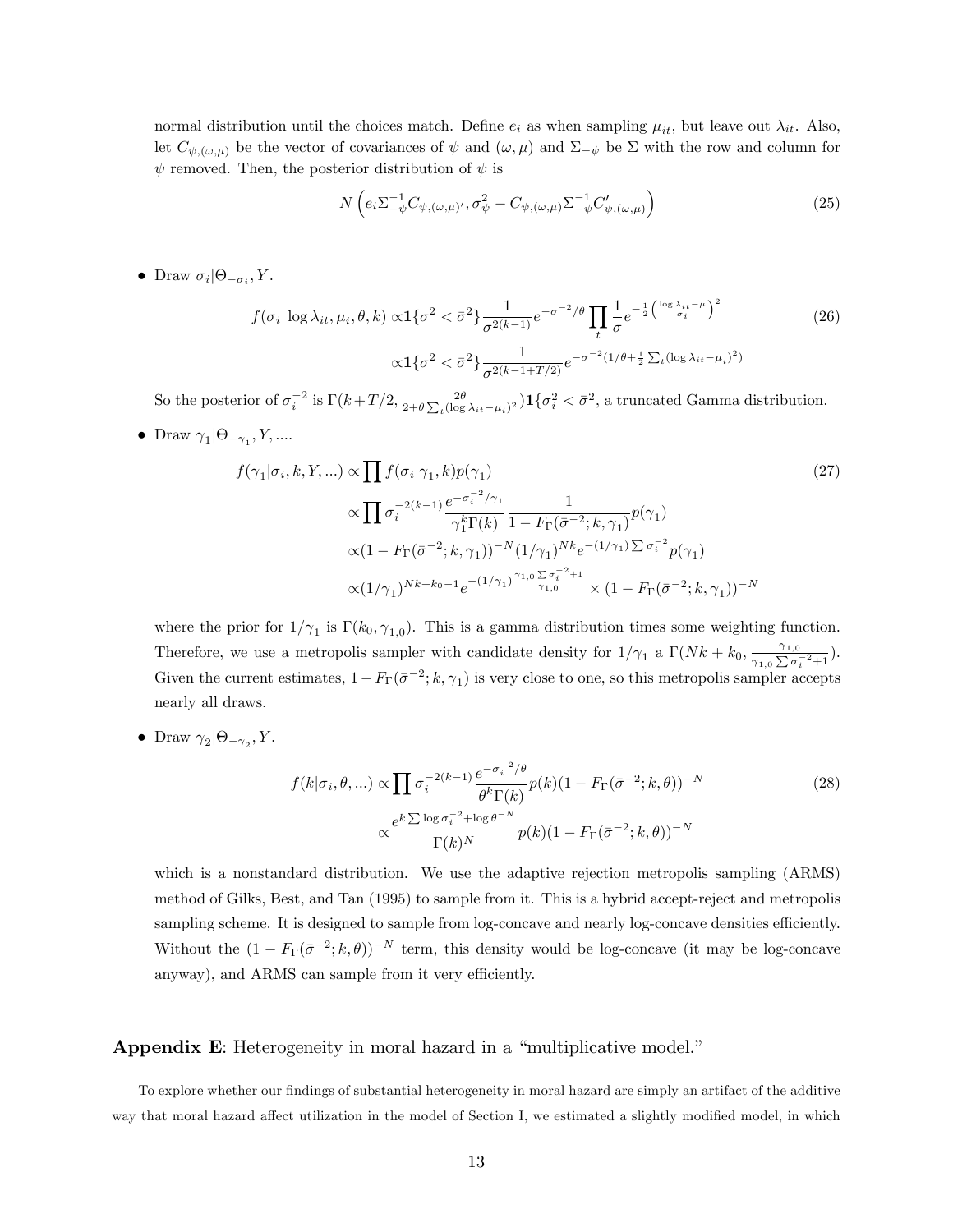normal distribution until the choices match. Define $e_i$ as when sampling $\mu_{it}$, but leave out $\lambda_{it}$. Also, let $C_{\psi,(\omega,\mu)}$ be the vector of covariances of $\psi$ and $(\omega, \mu)$ and $\Sigma_{-\psi}$ be $\Sigma$ with the row and column for $\psi$ removed. Then, the posterior distribution of $\psi$ is

$$N\left(e_i \Sigma_{-\psi}^{-1} C_{\psi,(\omega,\mu)'}, \sigma_\psi^2 - C_{\psi,(\omega,\mu)} \Sigma_{-\psi}^{-1} C'_{\psi,(\omega,\mu)}\right) \tag{25}$$

- Draw $\sigma_i | \Theta_{-\sigma_i}, Y$.

$$\begin{aligned} f(\sigma_i | \log \lambda_{it}, \mu_i, \theta, k) \propto & \mathbf{1}\{\sigma^2 < \bar{\sigma}^2\} \frac{1}{\sigma^{2(k-1)}} e^{-\sigma^{-2}/\theta} \prod_t \frac{1}{\sigma} e^{-\frac{1}{2}\left(\frac{\log \lambda_{it} - \mu}{\sigma_i}\right)^2} \\ \propto & \mathbf{1}\{\sigma^2 < \bar{\sigma}^2\} \frac{1}{\sigma^{2(k-1+T/2)}} e^{-\sigma^{-2}(1/\theta + \frac{1}{2}\sum_t (\log \lambda_{it} - \mu_i)^2)} \end{aligned} \tag{26}$$

So the posterior of $\sigma_i^{-2}$ is $\Gamma(k + T/2, \frac{2\theta}{2+\theta\sum_t(\log \lambda_{it} - \mu_i)^2})\mathbf{1}\{\sigma_i^2 < \bar{\sigma}^2$, a truncated Gamma distribution.

- Draw $\gamma_1 | \Theta_{-\gamma_1}, Y, ....$

$$\begin{aligned} f(\gamma_1 | \sigma_i, k, Y, ...) \propto & \prod f(\sigma_i | \gamma_1, k) p(\gamma_1) \\ \propto & \prod \sigma_i^{-2(k-1)} \frac{e^{-\sigma_i^{-2}/\gamma_1}}{\gamma_1^k \Gamma(k)} \frac{1}{1 - F_\Gamma(\bar{\sigma}^{-2}; k, \gamma_1)} p(\gamma_1) \\ \propto & (1 - F_\Gamma(\bar{\sigma}^{-2}; k, \gamma_1))^{-N} (1/\gamma_1)^{Nk} e^{-(1/\gamma_1)\sum \sigma_i^{-2}} p(\gamma_1) \\ \propto & (1/\gamma_1)^{Nk + k_0 - 1} e^{-(1/\gamma_1)\frac{\gamma_{1,0}\sum \sigma_i^{-2} + 1}{\gamma_{1,0}}} \times (1 - F_\Gamma(\bar{\sigma}^{-2}; k, \gamma_1))^{-N} \end{aligned} \tag{27}$$

where the prior for $1/\gamma_1$ is $\Gamma(k_0, \gamma_{1,0})$. This is a gamma distribution times some weighting function. Therefore, we use a metropolis sampler with candidate density for $1/\gamma_1$ a $\Gamma(Nk + k_0, \frac{\gamma_{1,0}}{\gamma_{1,0}\sum \sigma_i^{-2} + 1})$. Given the current estimates, $1 - F_\Gamma(\bar{\sigma}^{-2}; k, \gamma_1)$ is very close to one, so this metropolis sampler accepts nearly all draws.

- Draw $\gamma_2 | \Theta_{-\gamma_2}, Y$.

$$\begin{aligned} f(k | \sigma_i, \theta, ...) \propto & \prod \sigma_i^{-2(k-1)} \frac{e^{-\sigma_i^{-2}/\theta}}{\theta^k \Gamma(k)} p(k) (1 - F_\Gamma(\bar{\sigma}^{-2}; k, \theta))^{-N} \\ \propto & \frac{e^{k \sum \log \sigma_i^{-2} + \log \theta^{-N}}}{\Gamma(k)^N} p(k) (1 - F_\Gamma(\bar{\sigma}^{-2}; k, \theta))^{-N} \end{aligned} \tag{28}$$

which is a nonstandard distribution. We use the adaptive rejection metropolis sampling (ARMS) method of Gilks, Best, and Tan (1995) to sample from it. This is a hybrid accept-reject and metropolis sampling scheme. It is designed to sample from log-concave and nearly log-concave densities efficiently. Without the $(1 - F_\Gamma(\bar{\sigma}^{-2}; k, \theta))^{-N}$ term, this density would be log-concave (it may be log-concave anyway), and ARMS can sample from it very efficiently.

## **Appendix E**: Heterogeneity in moral hazard in a "multiplicative model."

To explore whether our findings of substantial heterogeneity in moral hazard are simply an artifact of the additive way that moral hazard affect utilization in the model of Section I, we estimated a slightly modified model, in which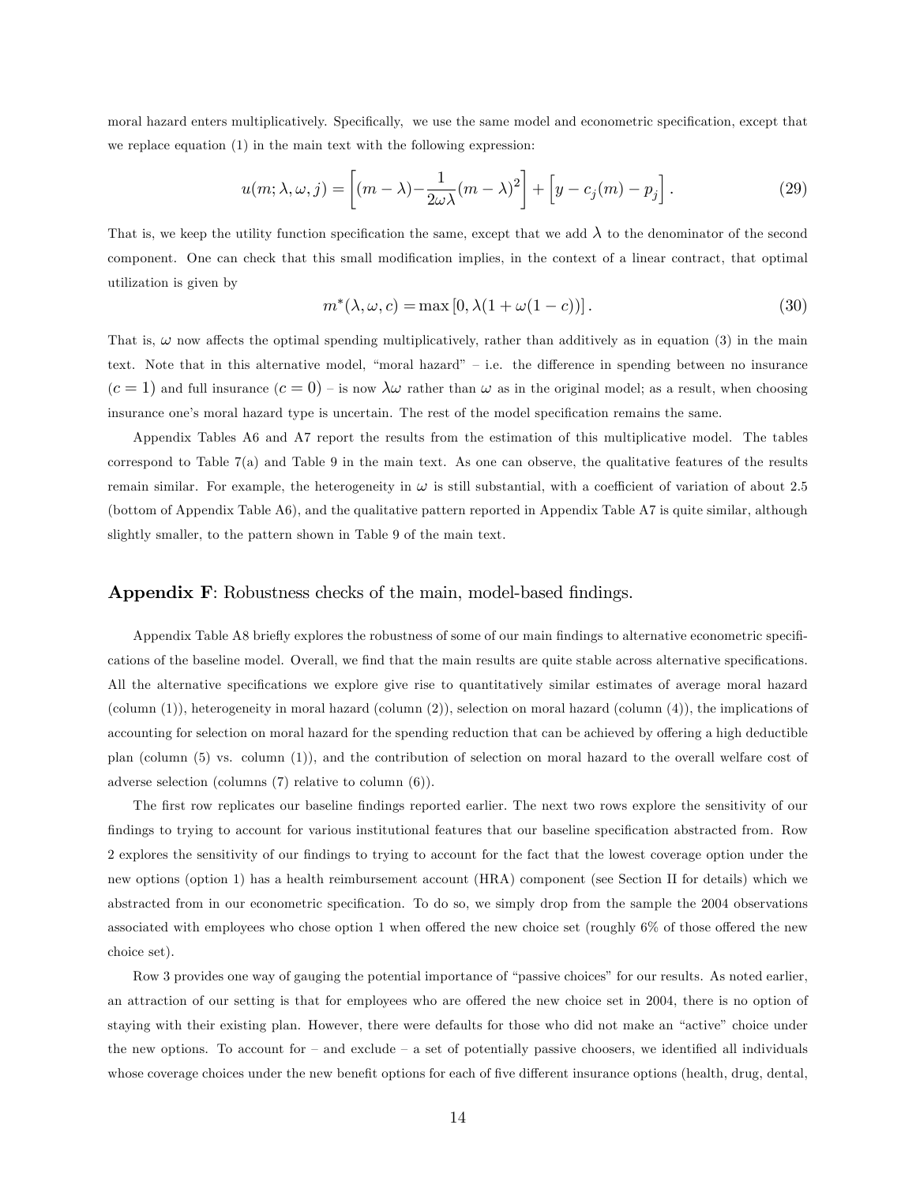moral hazard enters multiplicatively. Specifically, we use the same model and econometric specification, except that we replace equation (1) in the main text with the following expression:

$$u(m; \lambda, \omega, j) = \left[(m-\lambda) - \frac{1}{2\omega\lambda}(m-\lambda)^2\right] + \left[y - c_j(m) - p_j\right]. \tag{29}$$

That is, we keep the utility function specification the same, except that we add $\lambda$ to the denominator of the second component. One can check that this small modification implies, in the context of a linear contract, that optimal utilization is given by

$$m^*(\lambda, \omega, c) = \max\left[0, \lambda(1 + \omega(1-c))\right]. \tag{30}$$

That is, $\omega$ now affects the optimal spending multiplicatively, rather than additively as in equation (3) in the main text. Note that in this alternative model, "moral hazard" – i.e. the difference in spending between no insurance ($c = 1$) and full insurance ($c = 0$) – is now $\lambda\omega$ rather than $\omega$ as in the original model; as a result, when choosing insurance one's moral hazard type is uncertain. The rest of the model specification remains the same.

Appendix Tables A6 and A7 report the results from the estimation of this multiplicative model. The tables correspond to Table 7(a) and Table 9 in the main text. As one can observe, the qualitative features of the results remain similar. For example, the heterogeneity in $\omega$ is still substantial, with a coefficient of variation of about 2.5 (bottom of Appendix Table A6), and the qualitative pattern reported in Appendix Table A7 is quite similar, although slightly smaller, to the pattern shown in Table 9 of the main text.

## **Appendix F**: Robustness checks of the main, model-based findings.

Appendix Table A8 briefly explores the robustness of some of our main findings to alternative econometric specifications of the baseline model. Overall, we find that the main results are quite stable across alternative specifications. All the alternative specifications we explore give rise to quantitatively similar estimates of average moral hazard (column (1)), heterogeneity in moral hazard (column (2)), selection on moral hazard (column (4)), the implications of accounting for selection on moral hazard for the spending reduction that can be achieved by offering a high deductible plan (column (5) vs. column (1)), and the contribution of selection on moral hazard to the overall welfare cost of adverse selection (columns (7) relative to column (6)).

The first row replicates our baseline findings reported earlier. The next two rows explore the sensitivity of our findings to trying to account for various institutional features that our baseline specification abstracted from. Row 2 explores the sensitivity of our findings to trying to account for the fact that the lowest coverage option under the new options (option 1) has a health reimbursement account (HRA) component (see Section II for details) which we abstracted from in our econometric specification. To do so, we simply drop from the sample the 2004 observations associated with employees who chose option 1 when offered the new choice set (roughly 6% of those offered the new choice set).

Row 3 provides one way of gauging the potential importance of "passive choices" for our results. As noted earlier, an attraction of our setting is that for employees who are offered the new choice set in 2004, there is no option of staying with their existing plan. However, there were defaults for those who did not make an "active" choice under the new options. To account for – and exclude – a set of potentially passive choosers, we identified all individuals whose coverage choices under the new benefit options for each of five different insurance options (health, drug, dental,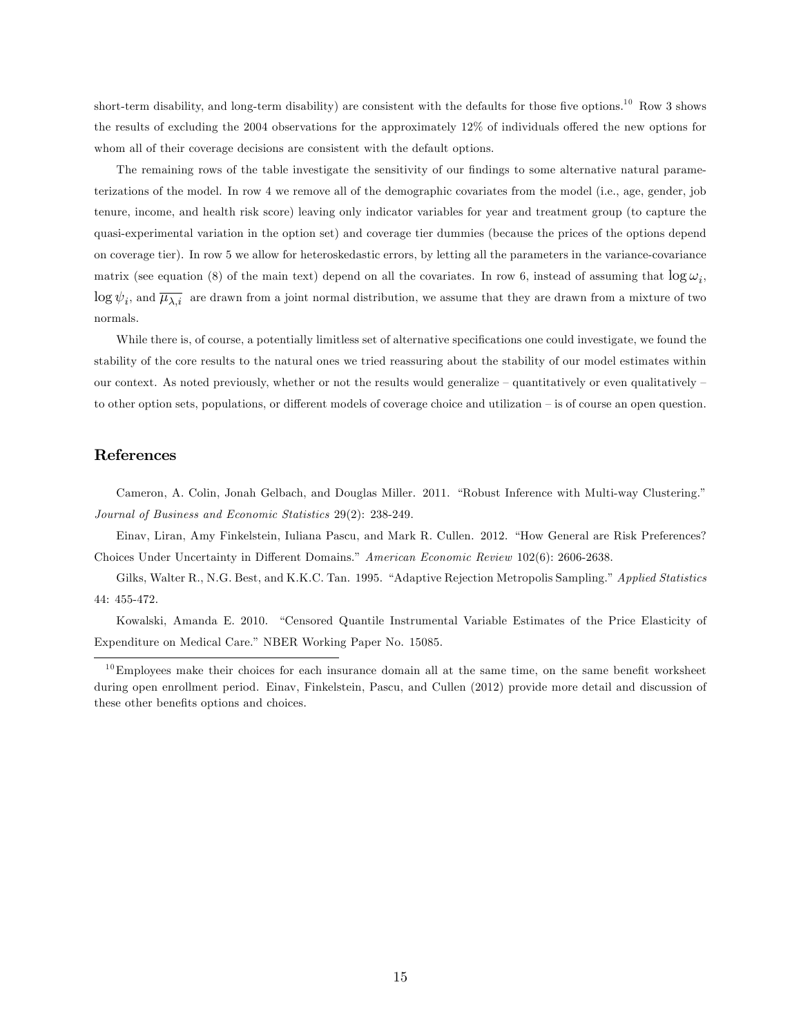short-term disability, and long-term disability) are consistent with the defaults for those five options.[10] Row 3 shows the results of excluding the 2004 observations for the approximately 12% of individuals offered the new options for whom all of their coverage decisions are consistent with the default options.

The remaining rows of the table investigate the sensitivity of our findings to some alternative natural parameterizations of the model. In row 4 we remove all of the demographic covariates from the model (i.e., age, gender, job tenure, income, and health risk score) leaving only indicator variables for year and treatment group (to capture the quasi-experimental variation in the option set) and coverage tier dummies (because the prices of the options depend on coverage tier). In row 5 we allow for heteroskedastic errors, by letting all the parameters in the variance-covariance matrix (see equation (8) of the main text) depend on all the covariates. In row 6, instead of assuming that $\log \omega_i$, $\log \psi_i$, and $\overline{\mu_{\lambda,i}}$ are drawn from a joint normal distribution, we assume that they are drawn from a mixture of two normals.

While there is, of course, a potentially limitless set of alternative specifications one could investigate, we found the stability of the core results to the natural ones we tried reassuring about the stability of our model estimates within our context. As noted previously, whether or not the results would generalize – quantitatively or even qualitatively – to other option sets, populations, or different models of coverage choice and utilization – is of course an open question.

## References

Cameron, A. Colin, Jonah Gelbach, and Douglas Miller. 2011. "Robust Inference with Multi-way Clustering." *Journal of Business and Economic Statistics* 29(2): 238-249.

Einav, Liran, Amy Finkelstein, Iuliana Pascu, and Mark R. Cullen. 2012. "How General are Risk Preferences? Choices Under Uncertainty in Different Domains." *American Economic Review* 102(6): 2606-2638.

Gilks, Walter R., N.G. Best, and K.K.C. Tan. 1995. "Adaptive Rejection Metropolis Sampling." *Applied Statistics* 44: 455-472.

Kowalski, Amanda E. 2010. "Censored Quantile Instrumental Variable Estimates of the Price Elasticity of Expenditure on Medical Care." NBER Working Paper No. 15085.

[10] Employees make their choices for each insurance domain all at the same time, on the same benefit worksheet during open enrollment period. Einav, Finkelstein, Pascu, and Cullen (2012) provide more detail and discussion of these other benefits options and choices.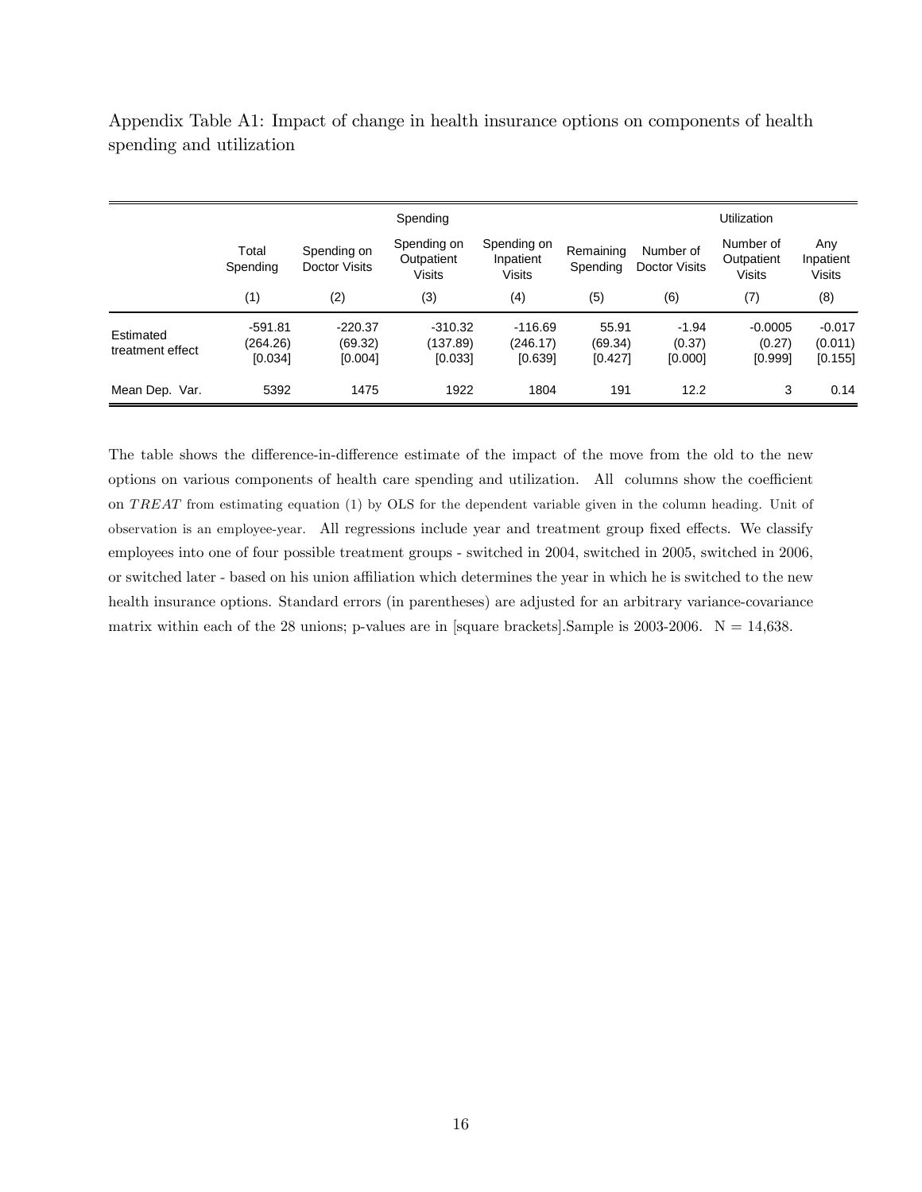Appendix Table A1: Impact of change in health insurance options on components of health spending and utilization

| | Spending | | | | | Utilization | | |
|---|---|---|---|---|---|---|---|---|
| | Total Spending | Spending on Doctor Visits | Spending on Outpatient Visits | Spending on Inpatient Visits | Remaining Spending | Number of Doctor Visits | Number of Outpatient Visits | Any Inpatient Visits |
| | (1) | (2) | (3) | (4) | (5) | (6) | (7) | (8) |
| Estimated treatment effect | -591.81<br>(264.26)<br>[0.034] | -220.37<br>(69.32)<br>[0.004] | -310.32<br>(137.89)<br>[0.033] | -116.69<br>(246.17)<br>[0.639] | 55.91<br>(69.34)<br>[0.427] | -1.94<br>(0.37)<br>[0.000] | -0.0005<br>(0.27)<br>[0.999] | -0.017<br>(0.011)<br>[0.155] |
| Mean Dep. Var. | 5392 | 1475 | 1922 | 1804 | 191 | 12.2 | 3 | 0.14 |

The table shows the difference-in-difference estimate of the impact of the move from the old to the new options on various components of health care spending and utilization. All columns show the coefficient on $TREAT$ from estimating equation (1) by OLS for the dependent variable given in the column heading. Unit of observation is an employee-year. All regressions include year and treatment group fixed effects. We classify employees into one of four possible treatment groups - switched in 2004, switched in 2005, switched in 2006, or switched later - based on his union affiliation which determines the year in which he is switched to the new health insurance options. Standard errors (in parentheses) are adjusted for an arbitrary variance-covariance matrix within each of the 28 unions; p-values are in [square brackets].Sample is 2003-2006. N = 14,638.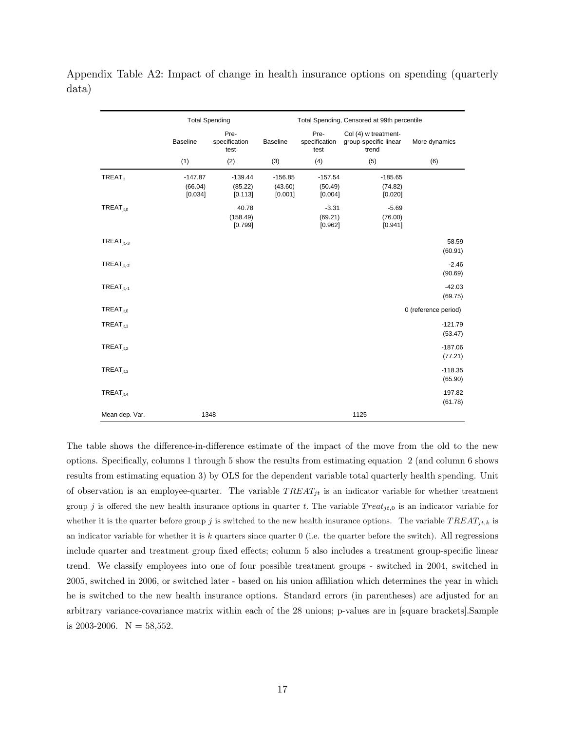Appendix Table A2: Impact of change in health insurance options on spending (quarterly data)

| | Total Spending | | Total Spending, Censored at 99th percentile | | | |
|---|---|---|---|---|---|---|
| | Baseline | Pre-specification test | Baseline | Pre-specification test | Col (4) w treatment-group-specific linear trend | More dynamics |
| | (1) | (2) | (3) | (4) | (5) | (6) |
| $TREAT_{jt}$ | -147.87 | -139.44 | -156.85 | -157.54 | -185.65 | |
| | (66.04) | (85.22) | (43.60) | (50.49) | (74.82) | |
| | [0.034] | [0.113] | [0.001] | [0.004] | [0.020] | |
| $TREAT_{jt,0}$ | | 40.78 | | -3.31 | -5.69 | |
| | | (158.49) | | (69.21) | (76.00) | |
| | | [0.799] | | [0.962] | [0.941] | |
| $TREAT_{jt,-3}$ | | | | | | 58.59 |
| | | | | | | (60.91) |
| $TREAT_{jt,-2}$ | | | | | | -2.46 |
| | | | | | | (90.69) |
| $TREAT_{jt,-1}$ | | | | | | -42.03 |
| | | | | | | (69.75) |
| $TREAT_{jt,0}$ | | | | | | 0 (reference period) |
| $TREAT_{jt,1}$ | | | | | | -121.79 |
| | | | | | | (53.47) |
| $TREAT_{jt,2}$ | | | | | | -187.06 |
| | | | | | | (77.21) |
| $TREAT_{jt,3}$ | | | | | | -118.35 |
| | | | | | | (65.90) |
| $TREAT_{jt,4}$ | | | | | | -197.82 |
| | | | | | | (61.78) |
| Mean dep. Var. | 1348 | | | | 1125 | |

The table shows the difference-in-difference estimate of the impact of the move from the old to the new options. Specifically, columns 1 through 5 show the results from estimating equation 2 (and column 6 shows results from estimating equation 3) by OLS for the dependent variable total quarterly health spending. Unit of observation is an employee-quarter. The variable $TREAT_{jt}$ is an indicator variable for whether treatment group $j$ is offered the new health insurance options in quarter $t$. The variable $Treat_{jt,0}$ is an indicator variable for whether it is the quarter before group $j$ is switched to the new health insurance options. The variable $TREAT_{jt,k}$ is an indicator variable for whether it is $k$ quarters since quarter 0 (i.e. the quarter before the switch). All regressions include quarter and treatment group fixed effects; column 5 also includes a treatment group-specific linear trend. We classify employees into one of four possible treatment groups - switched in 2004, switched in 2005, switched in 2006, or switched later - based on his union affiliation which determines the year in which he is switched to the new health insurance options. Standard errors (in parentheses) are adjusted for an arbitrary variance-covariance matrix within each of the 28 unions; p-values are in [square brackets].Sample is 2003-2006. N = 58,552.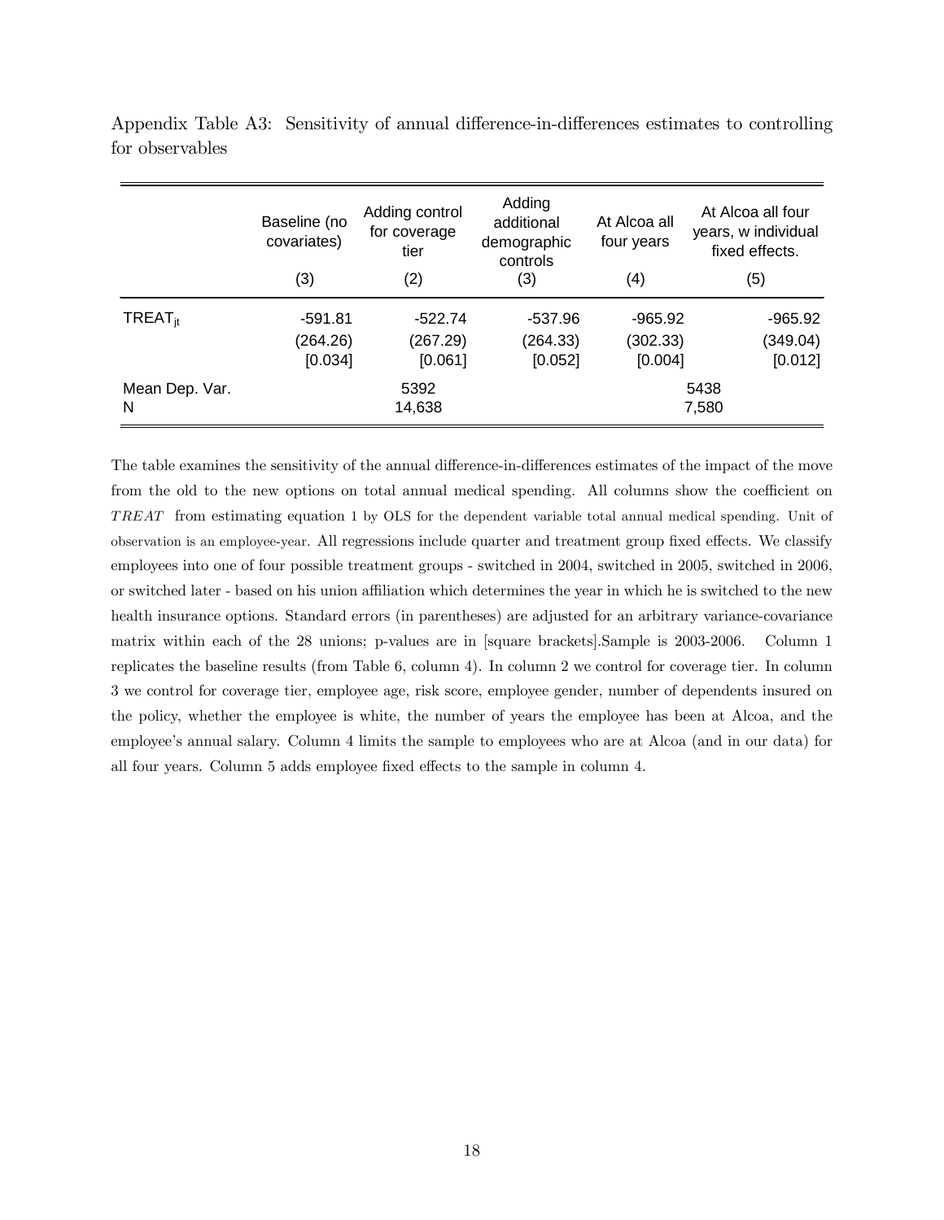Appendix Table A3: Sensitivity of annual difference-in-differences estimates to controlling for observables

| | Baseline (no covariates) | Adding control for coverage tier | Adding additional demographic controls | At Alcoa all four years | At Alcoa all four years, w individual fixed effects. |
|---|---|---|---|---|---|
| | (3) | (2) | (3) | (4) | (5) |
| $TREAT_{jt}$ | -591.81 | -522.74 | -537.96 | -965.92 | -965.92 |
| | (264.26) | (267.29) | (264.33) | (302.33) | (349.04) |
| | [0.034] | [0.061] | [0.052] | [0.004] | [0.012] |
| Mean Dep. Var. | | 5392 | | | 5438 |
| N | | 14,638 | | | 7,580 |

The table examines the sensitivity of the annual difference-in-differences estimates of the impact of the move from the old to the new options on total annual medical spending. All columns show the coefficient on $TREAT$ from estimating equation 1 by OLS for the dependent variable total annual medical spending. Unit of observation is an employee-year. All regressions include quarter and treatment group fixed effects. We classify employees into one of four possible treatment groups - switched in 2004, switched in 2005, switched in 2006, or switched later - based on his union affiliation which determines the year in which he is switched to the new health insurance options. Standard errors (in parentheses) are adjusted for an arbitrary variance-covariance matrix within each of the 28 unions; p-values are in [square brackets].Sample is 2003-2006. Column 1 replicates the baseline results (from Table 6, column 4). In column 2 we control for coverage tier. In column 3 we control for coverage tier, employee age, risk score, employee gender, number of dependents insured on the policy, whether the employee is white, the number of years the employee has been at Alcoa, and the employee's annual salary. Column 4 limits the sample to employees who are at Alcoa (and in our data) for all four years. Column 5 adds employee fixed effects to the sample in column 4.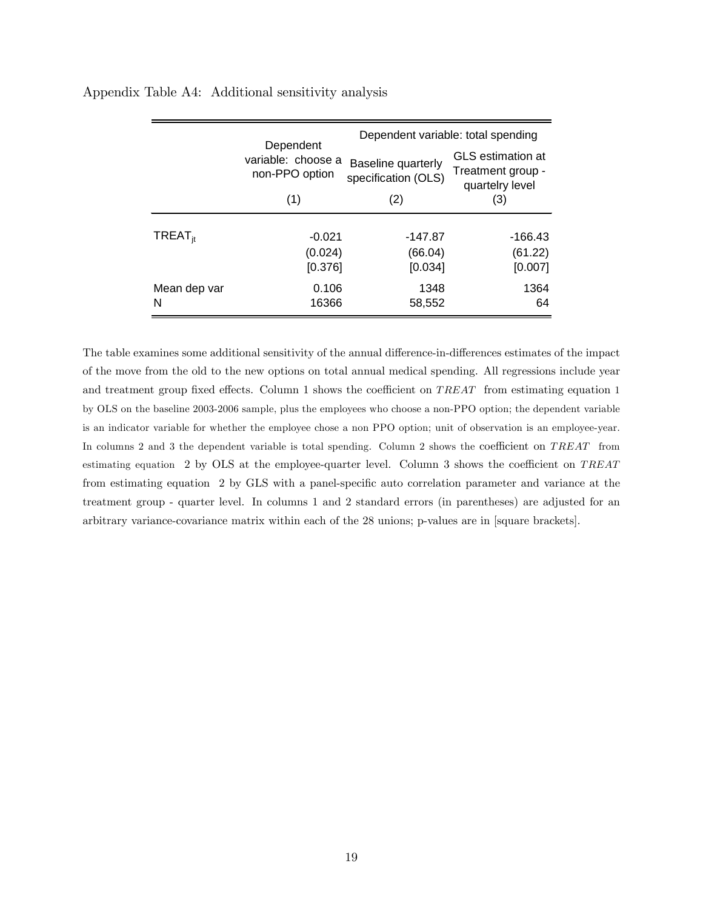Appendix Table A4: Additional sensitivity analysis

| | Dependent variable: choose a non-PPO option | Dependent variable: total spending | |
|---|---|---|---|
| | | Baseline quarterly specification (OLS) | GLS estimation at Treatment group - quartelry level |
| | (1) | (2) | (3) |
| $TREAT_{jt}$ | -0.021 | -147.87 | -166.43 |
| | (0.024) | (66.04) | (61.22) |
| | [0.376] | [0.034] | [0.007] |
| Mean dep var | 0.106 | 1348 | 1364 |
| N | 16366 | 58,552 | 64 |

The table examines some additional sensitivity of the annual difference-in-differences estimates of the impact of the move from the old to the new options on total annual medical spending. All regressions include year and treatment group fixed effects. Column 1 shows the coefficient on $TREAT$ from estimating equation 1 by OLS on the baseline 2003-2006 sample, plus the employees who choose a non-PPO option; the dependent variable is an indicator variable for whether the employee chose a non PPO option; unit of observation is an employee-year. In columns 2 and 3 the dependent variable is total spending. Column 2 shows the coefficient on $TREAT$ from estimating equation 2 by OLS at the employee-quarter level. Column 3 shows the coefficient on $TREAT$ from estimating equation 2 by GLS with a panel-specific auto correlation parameter and variance at the treatment group - quarter level. In columns 1 and 2 standard errors (in parentheses) are adjusted for an arbitrary variance-covariance matrix within each of the 28 unions; p-values are in [square brackets].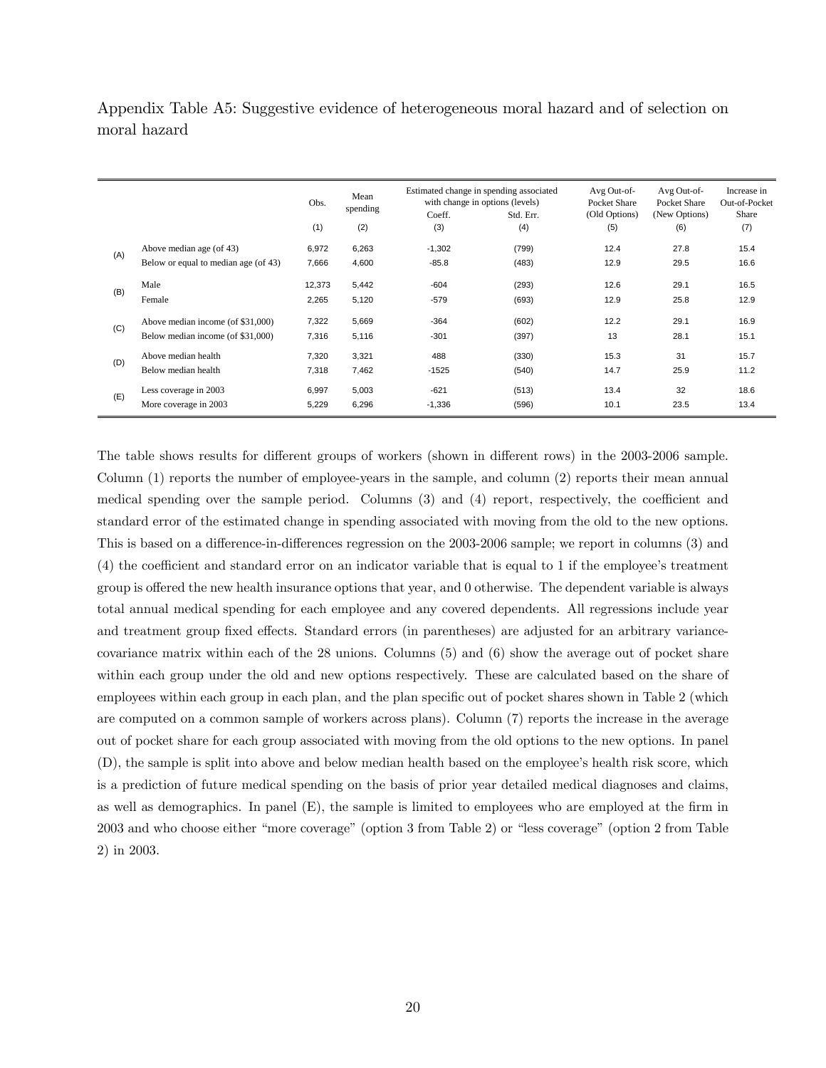Appendix Table A5: Suggestive evidence of heterogeneous moral hazard and of selection on moral hazard

| | | Obs. | Mean spending | Estimated change in spending associated with change in options (levels) | | Avg Out-of-Pocket Share (Old Options) | Avg Out-of-Pocket Share (New Options) | Increase in Out-of-Pocket Share |
|---|---|---|---|---|---|---|---|---|
| | | | | Coeff. | Std. Err. | | | |
| | | (1) | (2) | (3) | (4) | (5) | (6) | (7) |
| (A) | Above median age (of 43) | 6,972 | 6,263 | -1,302 | (799) | 12.4 | 27.8 | 15.4 |
| | Below or equal to median age (of 43) | 7,666 | 4,600 | -85.8 | (483) | 12.9 | 29.5 | 16.6 |
| (B) | Male | 12,373 | 5,442 | -604 | (293) | 12.6 | 29.1 | 16.5 |
| | Female | 2,265 | 5,120 | -579 | (693) | 12.9 | 25.8 | 12.9 |
| (C) | Above median income (of $31,000) | 7,322 | 5,669 | -364 | (602) | 12.2 | 29.1 | 16.9 |
| | Below median income (of $31,000) | 7,316 | 5,116 | -301 | (397) | 13 | 28.1 | 15.1 |
| (D) | Above median health | 7,320 | 3,321 | 488 | (330) | 15.3 | 31 | 15.7 |
| | Below median health | 7,318 | 7,462 | -1525 | (540) | 14.7 | 25.9 | 11.2 |
| (E) | Less coverage in 2003 | 6,997 | 5,003 | -621 | (513) | 13.4 | 32 | 18.6 |
| | More coverage in 2003 | 5,229 | 6,296 | -1,336 | (596) | 10.1 | 23.5 | 13.4 |

The table shows results for different groups of workers (shown in different rows) in the 2003-2006 sample. Column (1) reports the number of employee-years in the sample, and column (2) reports their mean annual medical spending over the sample period. Columns (3) and (4) report, respectively, the coefficient and standard error of the estimated change in spending associated with moving from the old to the new options. This is based on a difference-in-differences regression on the 2003-2006 sample; we report in columns (3) and (4) the coefficient and standard error on an indicator variable that is equal to 1 if the employee's treatment group is offered the new health insurance options that year, and 0 otherwise. The dependent variable is always total annual medical spending for each employee and any covered dependents. All regressions include year and treatment group fixed effects. Standard errors (in parentheses) are adjusted for an arbitrary variance-covariance matrix within each of the 28 unions. Columns (5) and (6) show the average out of pocket share within each group under the old and new options respectively. These are calculated based on the share of employees within each group in each plan, and the plan specific out of pocket shares shown in Table 2 (which are computed on a common sample of workers across plans). Column (7) reports the increase in the average out of pocket share for each group associated with moving from the old options to the new options. In panel (D), the sample is split into above and below median health based on the employee's health risk score, which is a prediction of future medical spending on the basis of prior year detailed medical diagnoses and claims, as well as demographics. In panel (E), the sample is limited to employees who are employed at the firm in 2003 and who choose either "more coverage" (option 3 from Table 2) or "less coverage" (option 2 from Table 2) in 2003.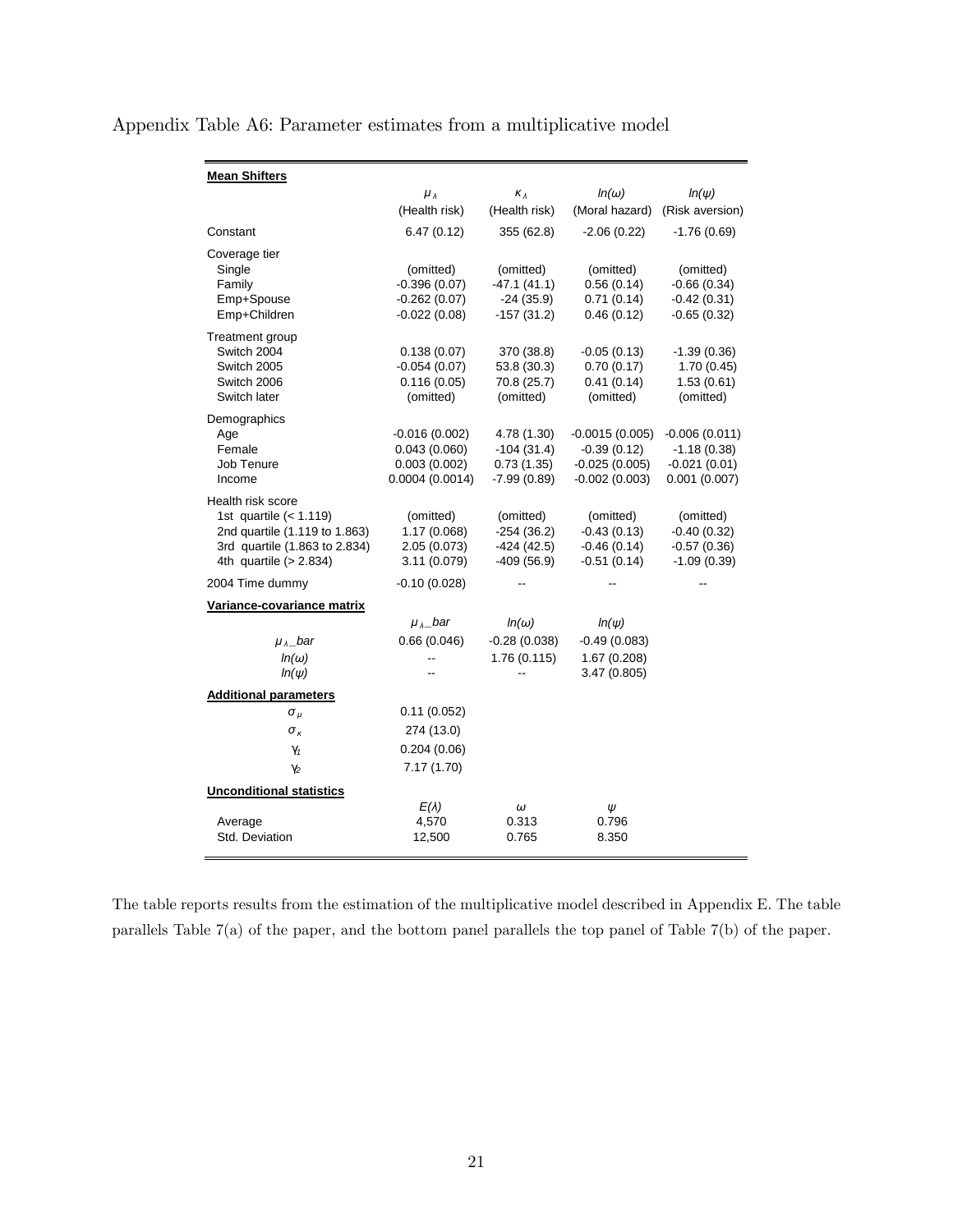Appendix Table A6: Parameter estimates from a multiplicative model

| **Mean Shifters** | | | | |
|---|---|---|---|---|
| | $\mu_\lambda$ (Health risk) | $\kappa_\lambda$ (Health risk) | $ln(\omega)$ (Moral hazard) | $ln(\psi)$ (Risk aversion) |
| Constant | 6.47 (0.12) | 355 (62.8) | -2.06 (0.22) | -1.76 (0.69) |
| Coverage tier | | | | |
| Single | (omitted) | (omitted) | (omitted) | (omitted) |
| Family | -0.396 (0.07) | -47.1 (41.1) | 0.56 (0.14) | -0.66 (0.34) |
| Emp+Spouse | -0.262 (0.07) | -24 (35.9) | 0.71 (0.14) | -0.42 (0.31) |
| Emp+Children | -0.022 (0.08) | -157 (31.2) | 0.46 (0.12) | -0.65 (0.32) |
| Treatment group | | | | |
| Switch 2004 | 0.138 (0.07) | 370 (38.8) | -0.05 (0.13) | -1.39 (0.36) |
| Switch 2005 | -0.054 (0.07) | 53.8 (30.3) | 0.70 (0.17) | 1.70 (0.45) |
| Switch 2006 | 0.116 (0.05) | 70.8 (25.7) | 0.41 (0.14) | 1.53 (0.61) |
| Switch later | (omitted) | (omitted) | (omitted) | (omitted) |
| Demographics | | | | |
| Age | -0.016 (0.002) | 4.78 (1.30) | -0.0015 (0.005) | -0.006 (0.011) |
| Female | 0.043 (0.060) | -104 (31.4) | -0.39 (0.12) | -1.18 (0.38) |
| Job Tenure | 0.003 (0.002) | 0.73 (1.35) | -0.025 (0.005) | -0.021 (0.01) |
| Income | 0.0004 (0.0014) | -7.99 (0.89) | -0.002 (0.003) | 0.001 (0.007) |
| Health risk score | | | | |
| 1st quartile (< 1.119) | (omitted) | (omitted) | (omitted) | (omitted) |
| 2nd quartile (1.119 to 1.863) | 1.17 (0.068) | -254 (36.2) | -0.43 (0.13) | -0.40 (0.32) |
| 3rd quartile (1.863 to 2.834) | 2.05 (0.073) | -424 (42.5) | -0.46 (0.14) | -0.57 (0.36) |
| 4th quartile (> 2.834) | 3.11 (0.079) | -409 (56.9) | -0.51 (0.14) | -1.09 (0.39) |
| 2004 Time dummy | -0.10 (0.028) | -- | -- | -- |
| **Variance-covariance matrix** | | | | |
| | $\mu_\lambda$_bar | $ln(\omega)$ | $ln(\psi)$ | |
| $\mu_\lambda$_bar | 0.66 (0.046) | -0.28 (0.038) | -0.49 (0.083) | |
| $ln(\omega)$ | -- | 1.76 (0.115) | 1.67 (0.208) | |
| $ln(\psi)$ | -- | -- | 3.47 (0.805) | |
| **Additional parameters** | | | | |
| $\sigma_\mu$ | 0.11 (0.052) | | | |
| $\sigma_\kappa$ | 274 (13.0) | | | |
| $\gamma_1$ | 0.204 (0.06) | | | |
| $\gamma_2$ | 7.17 (1.70) | | | |
| **Unconditional statistics** | | | | |
| | $E(\lambda)$ | $\omega$ | $\psi$ | |
| Average | 4,570 | 0.313 | 0.796 | |
| Std. Deviation | 12,500 | 0.765 | 8.350 | |

The table reports results from the estimation of the multiplicative model described in Appendix E. The table parallels Table 7(a) of the paper, and the bottom panel parallels the top panel of Table 7(b) of the paper.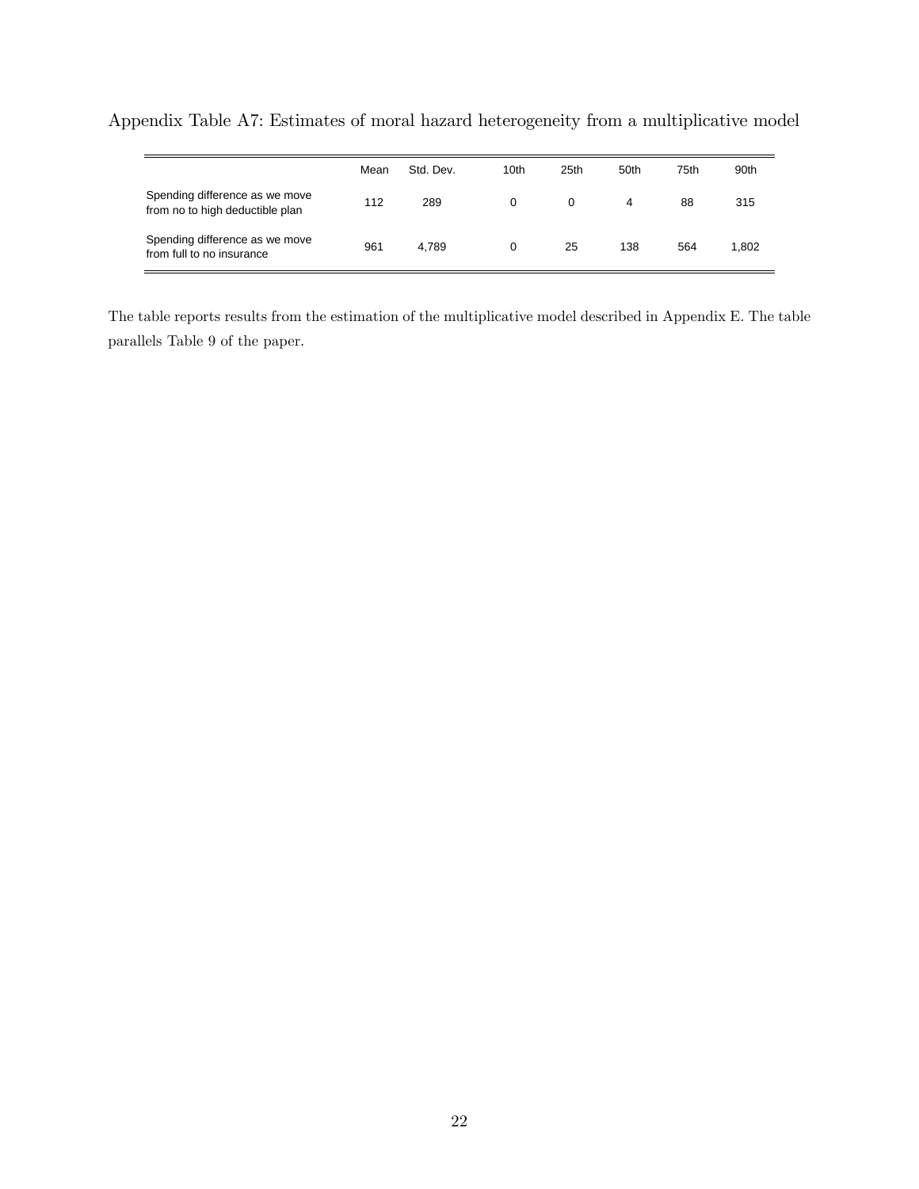Appendix Table A7: Estimates of moral hazard heterogeneity from a multiplicative model

| | Mean | Std. Dev. | 10th | 25th | 50th | 75th | 90th |
|---|---|---|---|---|---|---|---|
| Spending difference as we move from no to high deductible plan | 112 | 289 | 0 | 0 | 4 | 88 | 315 |
| Spending difference as we move from full to no insurance | 961 | 4,789 | 0 | 25 | 138 | 564 | 1,802 |

The table reports results from the estimation of the multiplicative model described in Appendix E. The table parallels Table 9 of the paper.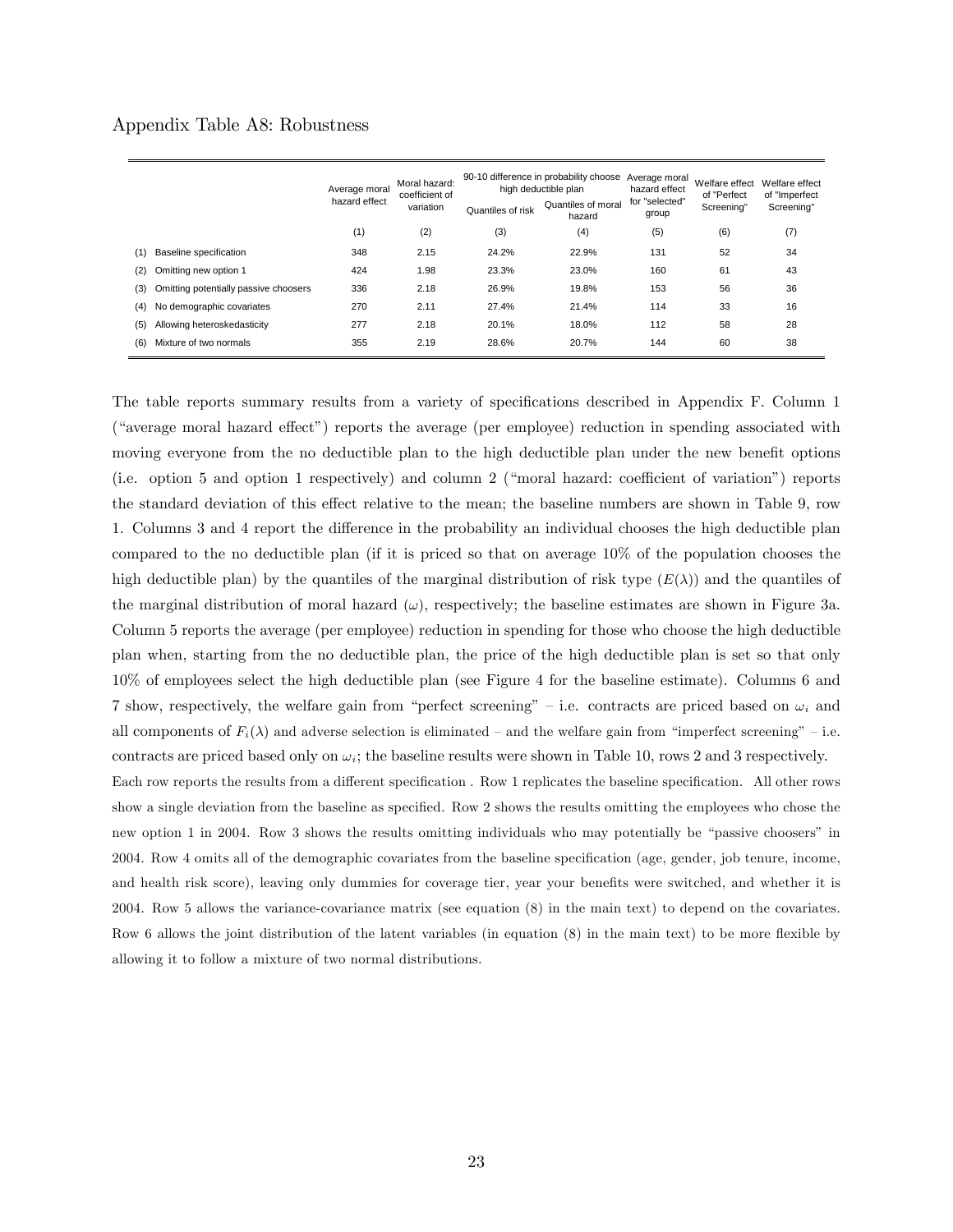Appendix Table A8: Robustness

| | | Average moral hazard effect | Moral hazard: coefficient of variation | 90-10 difference in probability choose high deductible plan | | Average moral hazard effect for "selected" group | Welfare effect of "Perfect Screening" | Welfare effect of "Imperfect Screening" |
|---|---|---|---|---|---|---|---|---|
| | | | | Quantiles of risk | Quantiles of moral hazard | | | |
| | | (1) | (2) | (3) | (4) | (5) | (6) | (7) |
| (1) | Baseline specification | 348 | 2.15 | 24.2% | 22.9% | 131 | 52 | 34 |
| (2) | Omitting new option 1 | 424 | 1.98 | 23.3% | 23.0% | 160 | 61 | 43 |
| (3) | Omitting potentially passive choosers | 336 | 2.18 | 26.9% | 19.8% | 153 | 56 | 36 |
| (4) | No demographic covariates | 270 | 2.11 | 27.4% | 21.4% | 114 | 33 | 16 |
| (5) | Allowing heteroskedasticity | 277 | 2.18 | 20.1% | 18.0% | 112 | 58 | 28 |
| (6) | Mixture of two normals | 355 | 2.19 | 28.6% | 20.7% | 144 | 60 | 38 |

The table reports summary results from a variety of specifications described in Appendix F. Column 1 ("average moral hazard effect") reports the average (per employee) reduction in spending associated with moving everyone from the no deductible plan to the high deductible plan under the new benefit options (i.e. option 5 and option 1 respectively) and column 2 ("moral hazard: coefficient of variation") reports the standard deviation of this effect relative to the mean; the baseline numbers are shown in Table 9, row 1. Columns 3 and 4 report the difference in the probability an individual chooses the high deductible plan compared to the no deductible plan (if it is priced so that on average 10% of the population chooses the high deductible plan) by the quantiles of the marginal distribution of risk type ($E(\lambda)$) and the quantiles of the marginal distribution of moral hazard ($\omega$), respectively; the baseline estimates are shown in Figure 3a. Column 5 reports the average (per employee) reduction in spending for those who choose the high deductible plan when, starting from the no deductible plan, the price of the high deductible plan is set so that only 10% of employees select the high deductible plan (see Figure 4 for the baseline estimate). Columns 6 and 7 show, respectively, the welfare gain from "perfect screening" – i.e. contracts are priced based on $\omega_i$ and all components of $F_i(\lambda)$ and adverse selection is eliminated – and the welfare gain from "imperfect screening" – i.e. contracts are priced based only on $\omega_i$; the baseline results were shown in Table 10, rows 2 and 3 respectively.

Each row reports the results from a different specification . Row 1 replicates the baseline specification. All other rows show a single deviation from the baseline as specified. Row 2 shows the results omitting the employees who chose the new option 1 in 2004. Row 3 shows the results omitting individuals who may potentially be "passive choosers" in 2004. Row 4 omits all of the demographic covariates from the baseline specification (age, gender, job tenure, income, and health risk score), leaving only dummies for coverage tier, year your benefits were switched, and whether it is 2004. Row 5 allows the variance-covariance matrix (see equation (8) in the main text) to depend on the covariates. Row 6 allows the joint distribution of the latent variables (in equation (8) in the main text) to be more flexible by allowing it to follow a mixture of two normal distributions.